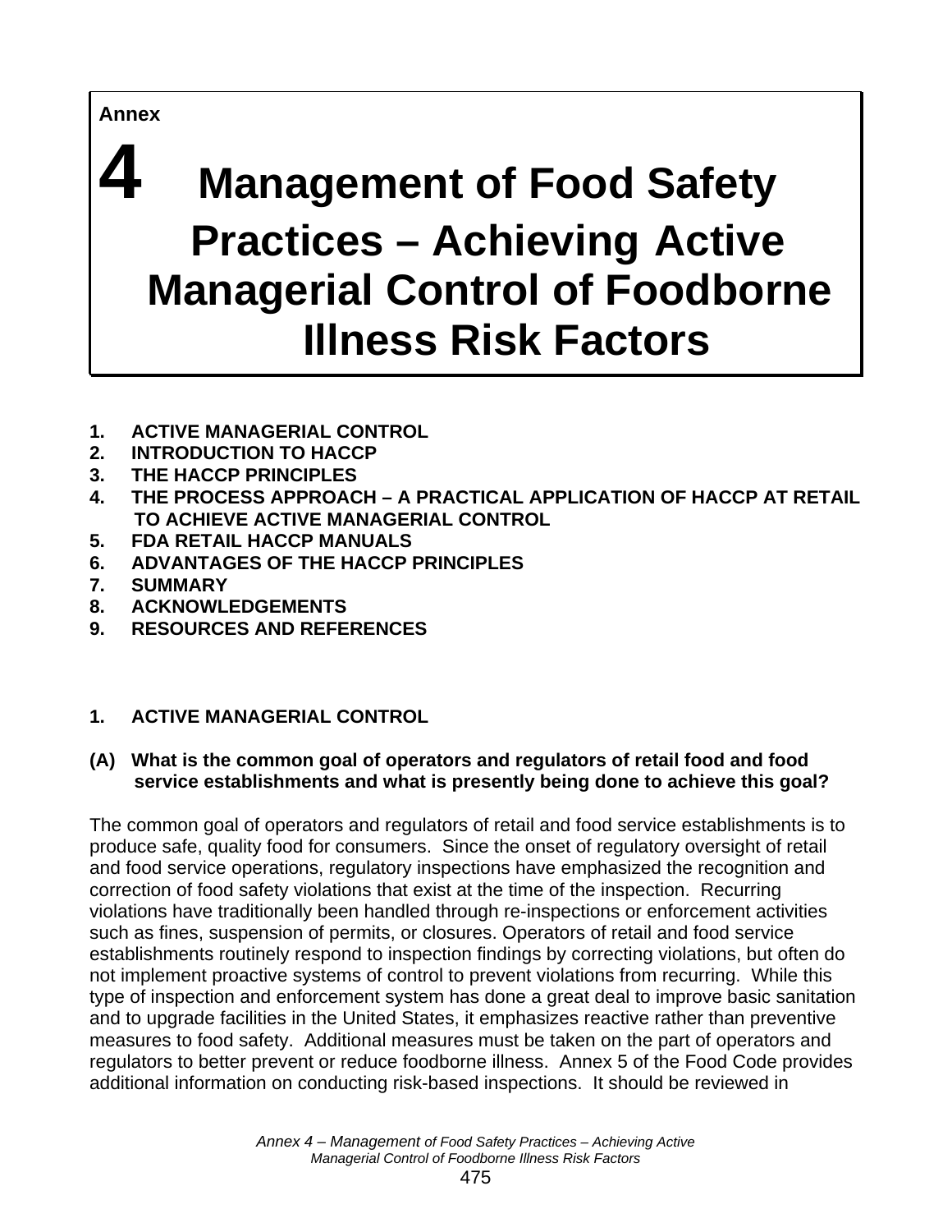**Annex**

# 4 Management of Food Safety Practices – Achieving Active Managerial Control of Foodborne Illness Risk Factors

1. ACTIVE MANAGERIAL CONTROL
2. INTRODUCTION TO HACCP
3. THE HACCP PRINCIPLES
4. THE PROCESS APPROACH – A PRACTICAL APPLICATION OF HACCP AT RETAIL TO ACHIEVE ACTIVE MANAGERIAL CONTROL
5. FDA RETAIL HACCP MANUALS
6. ADVANTAGES OF THE HACCP PRINCIPLES
7. SUMMARY
8. ACKNOWLEDGEMENTS
9. RESOURCES AND REFERENCES

## 1. ACTIVE MANAGERIAL CONTROL

### (A) What is the common goal of operators and regulators of retail food and food service establishments and what is presently being done to achieve this goal?

The common goal of operators and regulators of retail and food service establishments is to produce safe, quality food for consumers. Since the onset of regulatory oversight of retail and food service operations, regulatory inspections have emphasized the recognition and correction of food safety violations that exist at the time of the inspection. Recurring violations have traditionally been handled through re-inspections or enforcement activities such as fines, suspension of permits, or closures. Operators of retail and food service establishments routinely respond to inspection findings by correcting violations, but often do not implement proactive systems of control to prevent violations from recurring. While this type of inspection and enforcement system has done a great deal to improve basic sanitation and to upgrade facilities in the United States, it emphasizes reactive rather than preventive measures to food safety. Additional measures must be taken on the part of operators and regulators to better prevent or reduce foodborne illness. Annex 5 of the Food Code provides additional information on conducting risk-based inspections. It should be reviewed in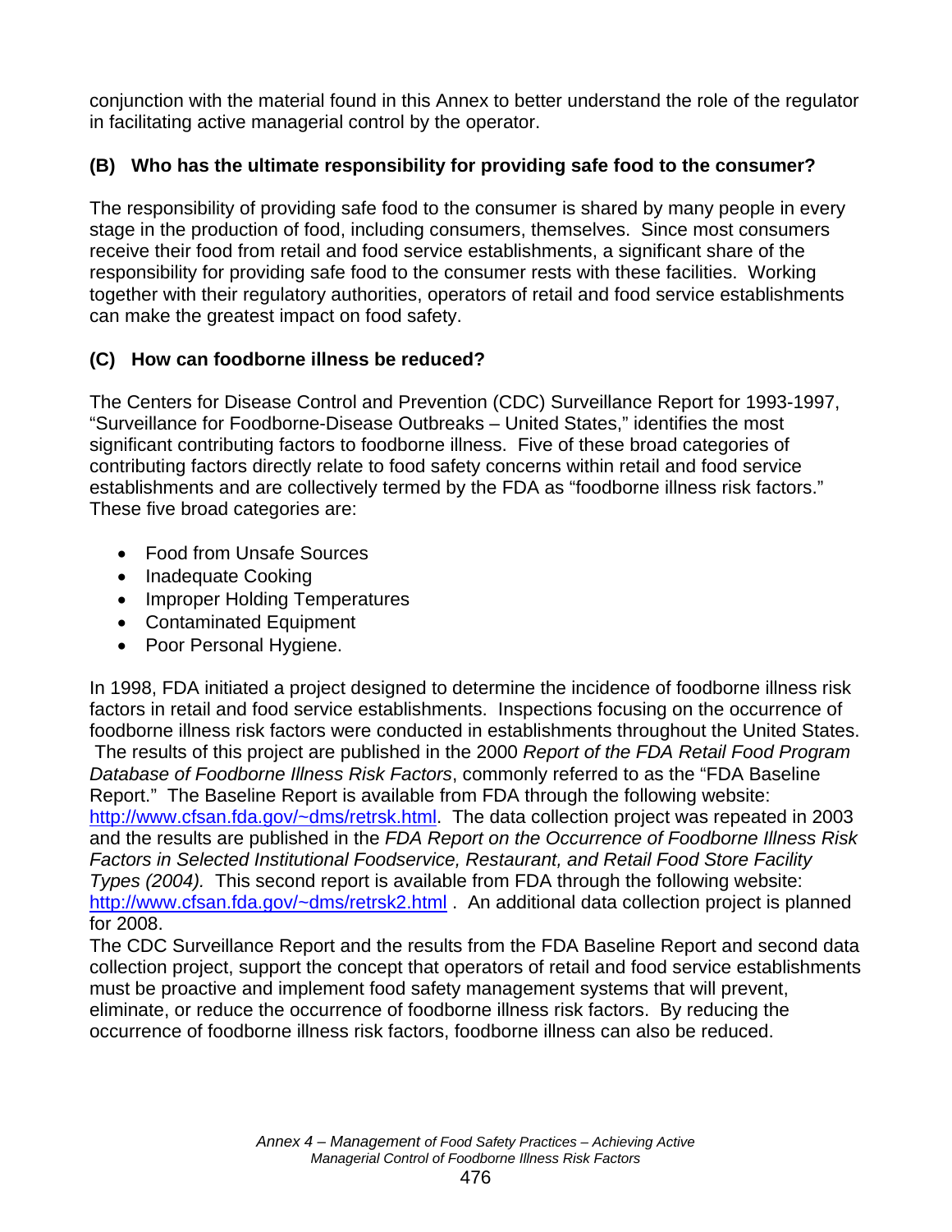conjunction with the material found in this Annex to better understand the role of the regulator in facilitating active managerial control by the operator.

### (B) Who has the ultimate responsibility for providing safe food to the consumer?

The responsibility of providing safe food to the consumer is shared by many people in every stage in the production of food, including consumers, themselves. Since most consumers receive their food from retail and food service establishments, a significant share of the responsibility for providing safe food to the consumer rests with these facilities. Working together with their regulatory authorities, operators of retail and food service establishments can make the greatest impact on food safety.

### (C) How can foodborne illness be reduced?

The Centers for Disease Control and Prevention (CDC) Surveillance Report for 1993-1997, "Surveillance for Foodborne-Disease Outbreaks – United States," identifies the most significant contributing factors to foodborne illness. Five of these broad categories of contributing factors directly relate to food safety concerns within retail and food service establishments and are collectively termed by the FDA as "foodborne illness risk factors." These five broad categories are:

- Food from Unsafe Sources
- Inadequate Cooking
- Improper Holding Temperatures
- Contaminated Equipment
- Poor Personal Hygiene.

In 1998, FDA initiated a project designed to determine the incidence of foodborne illness risk factors in retail and food service establishments. Inspections focusing on the occurrence of foodborne illness risk factors were conducted in establishments throughout the United States. The results of this project are published in the 2000 *Report of the FDA Retail Food Program Database of Foodborne Illness Risk Factors*, commonly referred to as the "FDA Baseline Report." The Baseline Report is available from FDA through the following website: http://www.cfsan.fda.gov/~dms/retrsk.html. The data collection project was repeated in 2003 and the results are published in the *FDA Report on the Occurrence of Foodborne Illness Risk Factors in Selected Institutional Foodservice, Restaurant, and Retail Food Store Facility Types (2004).* This second report is available from FDA through the following website: http://www.cfsan.fda.gov/~dms/retrsk2.html . An additional data collection project is planned for 2008.

The CDC Surveillance Report and the results from the FDA Baseline Report and second data collection project, support the concept that operators of retail and food service establishments must be proactive and implement food safety management systems that will prevent, eliminate, or reduce the occurrence of foodborne illness risk factors. By reducing the occurrence of foodborne illness risk factors, foodborne illness can also be reduced.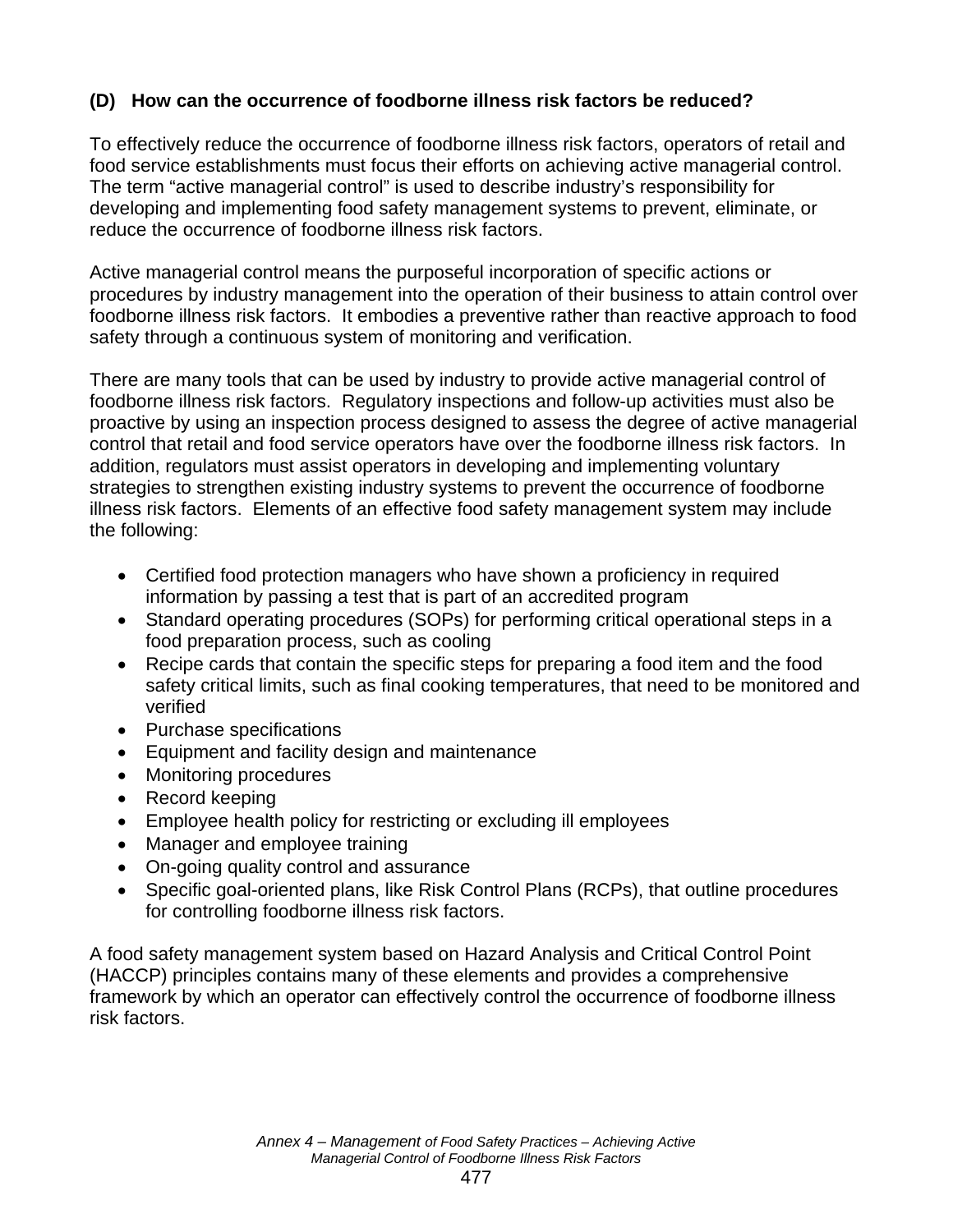### (D) How can the occurrence of foodborne illness risk factors be reduced?

To effectively reduce the occurrence of foodborne illness risk factors, operators of retail and food service establishments must focus their efforts on achieving active managerial control. The term "active managerial control" is used to describe industry's responsibility for developing and implementing food safety management systems to prevent, eliminate, or reduce the occurrence of foodborne illness risk factors.

Active managerial control means the purposeful incorporation of specific actions or procedures by industry management into the operation of their business to attain control over foodborne illness risk factors. It embodies a preventive rather than reactive approach to food safety through a continuous system of monitoring and verification.

There are many tools that can be used by industry to provide active managerial control of foodborne illness risk factors. Regulatory inspections and follow-up activities must also be proactive by using an inspection process designed to assess the degree of active managerial control that retail and food service operators have over the foodborne illness risk factors. In addition, regulators must assist operators in developing and implementing voluntary strategies to strengthen existing industry systems to prevent the occurrence of foodborne illness risk factors. Elements of an effective food safety management system may include the following:

- Certified food protection managers who have shown a proficiency in required information by passing a test that is part of an accredited program
- Standard operating procedures (SOPs) for performing critical operational steps in a food preparation process, such as cooling
- Recipe cards that contain the specific steps for preparing a food item and the food safety critical limits, such as final cooking temperatures, that need to be monitored and verified
- Purchase specifications
- Equipment and facility design and maintenance
- Monitoring procedures
- Record keeping
- Employee health policy for restricting or excluding ill employees
- Manager and employee training
- On-going quality control and assurance
- Specific goal-oriented plans, like Risk Control Plans (RCPs), that outline procedures for controlling foodborne illness risk factors.

A food safety management system based on Hazard Analysis and Critical Control Point (HACCP) principles contains many of these elements and provides a comprehensive framework by which an operator can effectively control the occurrence of foodborne illness risk factors.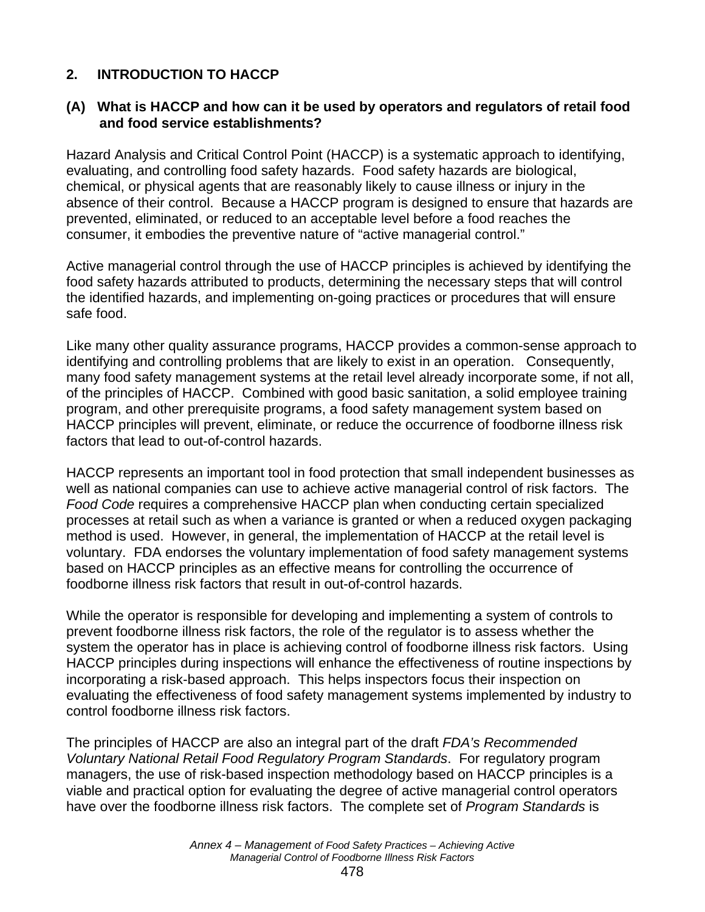## 2. INTRODUCTION TO HACCP

### (A) What is HACCP and how can it be used by operators and regulators of retail food and food service establishments?

Hazard Analysis and Critical Control Point (HACCP) is a systematic approach to identifying, evaluating, and controlling food safety hazards. Food safety hazards are biological, chemical, or physical agents that are reasonably likely to cause illness or injury in the absence of their control. Because a HACCP program is designed to ensure that hazards are prevented, eliminated, or reduced to an acceptable level before a food reaches the consumer, it embodies the preventive nature of "active managerial control."

Active managerial control through the use of HACCP principles is achieved by identifying the food safety hazards attributed to products, determining the necessary steps that will control the identified hazards, and implementing on-going practices or procedures that will ensure safe food.

Like many other quality assurance programs, HACCP provides a common-sense approach to identifying and controlling problems that are likely to exist in an operation. Consequently, many food safety management systems at the retail level already incorporate some, if not all, of the principles of HACCP. Combined with good basic sanitation, a solid employee training program, and other prerequisite programs, a food safety management system based on HACCP principles will prevent, eliminate, or reduce the occurrence of foodborne illness risk factors that lead to out-of-control hazards.

HACCP represents an important tool in food protection that small independent businesses as well as national companies can use to achieve active managerial control of risk factors. The *Food Code* requires a comprehensive HACCP plan when conducting certain specialized processes at retail such as when a variance is granted or when a reduced oxygen packaging method is used. However, in general, the implementation of HACCP at the retail level is voluntary. FDA endorses the voluntary implementation of food safety management systems based on HACCP principles as an effective means for controlling the occurrence of foodborne illness risk factors that result in out-of-control hazards.

While the operator is responsible for developing and implementing a system of controls to prevent foodborne illness risk factors, the role of the regulator is to assess whether the system the operator has in place is achieving control of foodborne illness risk factors. Using HACCP principles during inspections will enhance the effectiveness of routine inspections by incorporating a risk-based approach. This helps inspectors focus their inspection on evaluating the effectiveness of food safety management systems implemented by industry to control foodborne illness risk factors.

The principles of HACCP are also an integral part of the draft *FDA's Recommended Voluntary National Retail Food Regulatory Program Standards*. For regulatory program managers, the use of risk-based inspection methodology based on HACCP principles is a viable and practical option for evaluating the degree of active managerial control operators have over the foodborne illness risk factors. The complete set of *Program Standards* is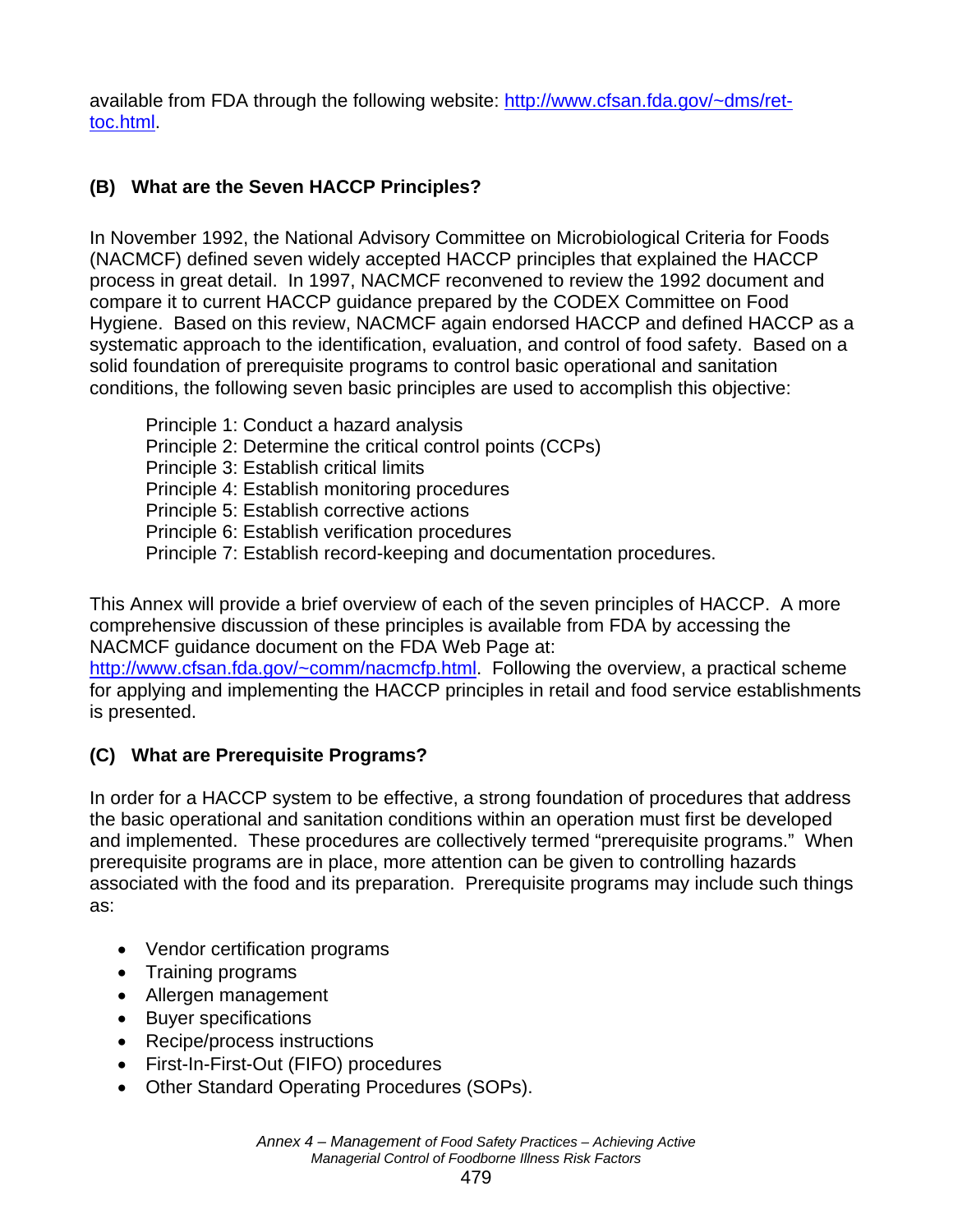available from FDA through the following website: [http://www.cfsan.fda.gov/~dms/ret-toc.html](http://www.cfsan.fda.gov/~dms/ret-toc.html).

### (B) What are the Seven HACCP Principles?

In November 1992, the National Advisory Committee on Microbiological Criteria for Foods (NACMCF) defined seven widely accepted HACCP principles that explained the HACCP process in great detail. In 1997, NACMCF reconvened to review the 1992 document and compare it to current HACCP guidance prepared by the CODEX Committee on Food Hygiene. Based on this review, NACMCF again endorsed HACCP and defined HACCP as a systematic approach to the identification, evaluation, and control of food safety. Based on a solid foundation of prerequisite programs to control basic operational and sanitation conditions, the following seven basic principles are used to accomplish this objective:

Principle 1: Conduct a hazard analysis
Principle 2: Determine the critical control points (CCPs)
Principle 3: Establish critical limits
Principle 4: Establish monitoring procedures
Principle 5: Establish corrective actions
Principle 6: Establish verification procedures
Principle 7: Establish record-keeping and documentation procedures.

This Annex will provide a brief overview of each of the seven principles of HACCP. A more comprehensive discussion of these principles is available from FDA by accessing the NACMCF guidance document on the FDA Web Page at: [http://www.cfsan.fda.gov/~comm/nacmcfp.html](http://www.cfsan.fda.gov/~comm/nacmcfp.html). Following the overview, a practical scheme for applying and implementing the HACCP principles in retail and food service establishments is presented.

### (C) What are Prerequisite Programs?

In order for a HACCP system to be effective, a strong foundation of procedures that address the basic operational and sanitation conditions within an operation must first be developed and implemented. These procedures are collectively termed "prerequisite programs." When prerequisite programs are in place, more attention can be given to controlling hazards associated with the food and its preparation. Prerequisite programs may include such things as:

- Vendor certification programs
- Training programs
- Allergen management
- Buyer specifications
- Recipe/process instructions
- First-In-First-Out (FIFO) procedures
- Other Standard Operating Procedures (SOPs).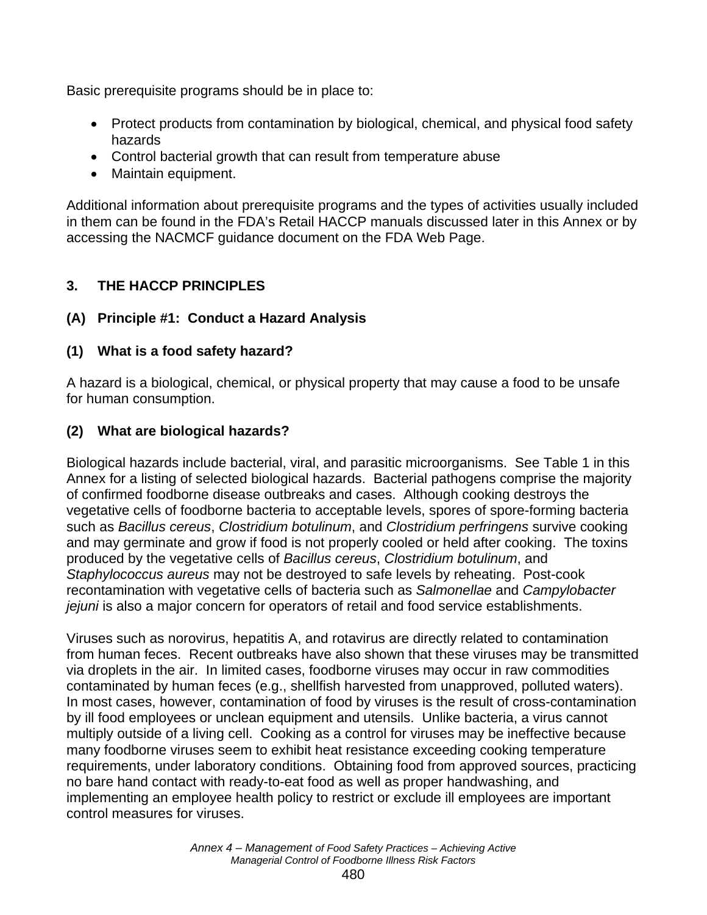Basic prerequisite programs should be in place to:

- Protect products from contamination by biological, chemical, and physical food safety hazards
- Control bacterial growth that can result from temperature abuse
- Maintain equipment.

Additional information about prerequisite programs and the types of activities usually included in them can be found in the FDA's Retail HACCP manuals discussed later in this Annex or by accessing the NACMCF guidance document on the FDA Web Page.

## 3. THE HACCP PRINCIPLES

### (A) Principle #1: Conduct a Hazard Analysis

#### (1) What is a food safety hazard?

A hazard is a biological, chemical, or physical property that may cause a food to be unsafe for human consumption.

#### (2) What are biological hazards?

Biological hazards include bacterial, viral, and parasitic microorganisms. See Table 1 in this Annex for a listing of selected biological hazards. Bacterial pathogens comprise the majority of confirmed foodborne disease outbreaks and cases. Although cooking destroys the vegetative cells of foodborne bacteria to acceptable levels, spores of spore-forming bacteria such as *Bacillus cereus*, *Clostridium botulinum*, and *Clostridium perfringens* survive cooking and may germinate and grow if food is not properly cooled or held after cooking. The toxins produced by the vegetative cells of *Bacillus cereus*, *Clostridium botulinum*, and *Staphylococcus aureus* may not be destroyed to safe levels by reheating. Post-cook recontamination with vegetative cells of bacteria such as *Salmonellae* and *Campylobacter jejuni* is also a major concern for operators of retail and food service establishments.

Viruses such as norovirus, hepatitis A, and rotavirus are directly related to contamination from human feces. Recent outbreaks have also shown that these viruses may be transmitted via droplets in the air. In limited cases, foodborne viruses may occur in raw commodities contaminated by human feces (e.g., shellfish harvested from unapproved, polluted waters). In most cases, however, contamination of food by viruses is the result of cross-contamination by ill food employees or unclean equipment and utensils. Unlike bacteria, a virus cannot multiply outside of a living cell. Cooking as a control for viruses may be ineffective because many foodborne viruses seem to exhibit heat resistance exceeding cooking temperature requirements, under laboratory conditions. Obtaining food from approved sources, practicing no bare hand contact with ready-to-eat food as well as proper handwashing, and implementing an employee health policy to restrict or exclude ill employees are important control measures for viruses.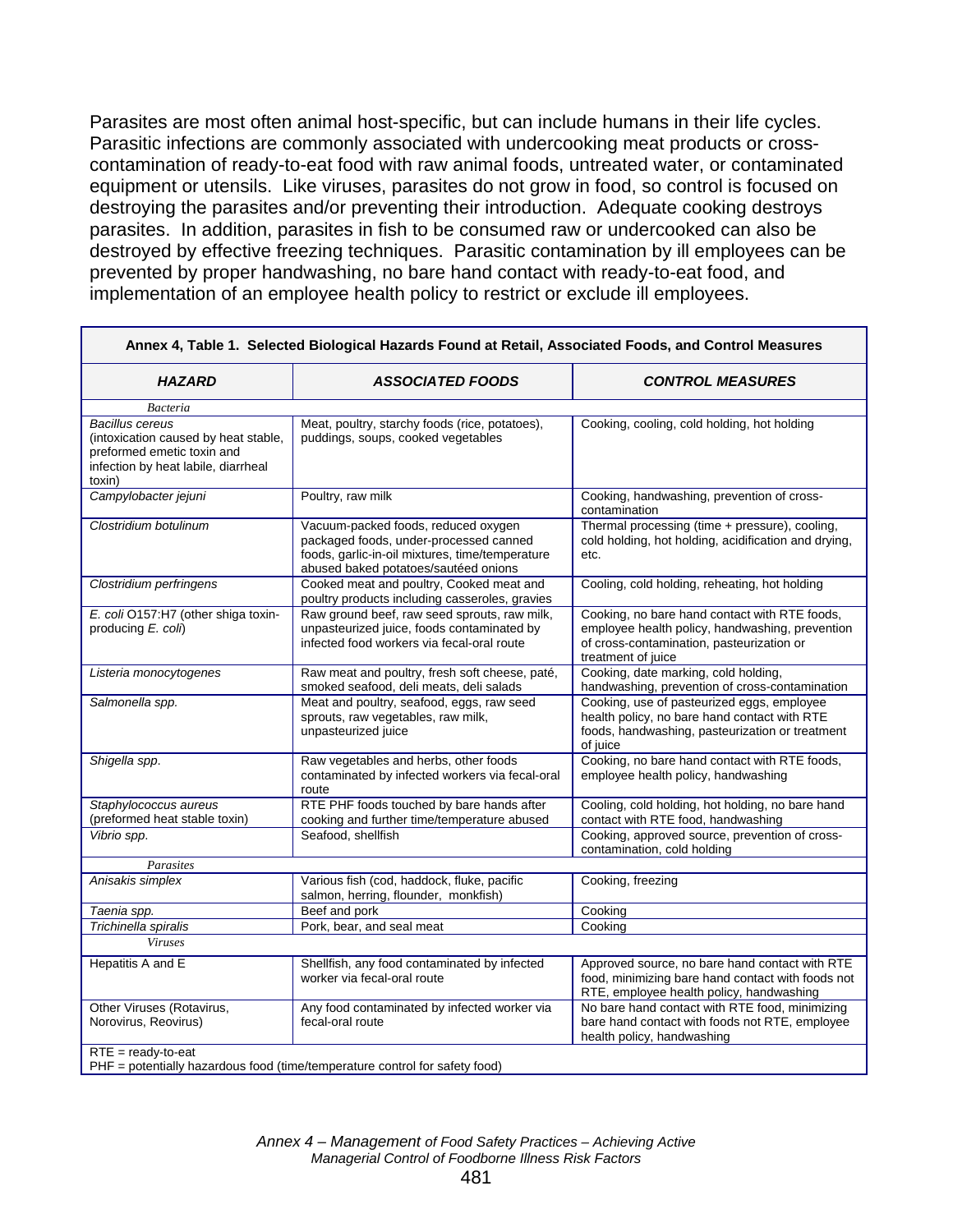Parasites are most often animal host-specific, but can include humans in their life cycles. Parasitic infections are commonly associated with undercooking meat products or cross-contamination of ready-to-eat food with raw animal foods, untreated water, or contaminated equipment or utensils. Like viruses, parasites do not grow in food, so control is focused on destroying the parasites and/or preventing their introduction. Adequate cooking destroys parasites. In addition, parasites in fish to be consumed raw or undercooked can also be destroyed by effective freezing techniques. Parasitic contamination by ill employees can be prevented by proper handwashing, no bare hand contact with ready-to-eat food, and implementation of an employee health policy to restrict or exclude ill employees.

**Annex 4, Table 1. Selected Biological Hazards Found at Retail, Associated Foods, and Control Measures**

| ***HAZARD*** | ***ASSOCIATED FOODS*** | ***CONTROL MEASURES*** |
|---|---|---|
| *Bacteria* | | |
| *Bacillus cereus* (intoxication caused by heat stable, preformed emetic toxin and infection by heat labile, diarrheal toxin) | Meat, poultry, starchy foods (rice, potatoes), puddings, soups, cooked vegetables | Cooking, cooling, cold holding, hot holding |
| *Campylobacter jejuni* | Poultry, raw milk | Cooking, handwashing, prevention of cross-contamination |
| *Clostridium botulinum* | Vacuum-packed foods, reduced oxygen packaged foods, under-processed canned foods, garlic-in-oil mixtures, time/temperature abused baked potatoes/sautéed onions | Thermal processing (time + pressure), cooling, cold holding, hot holding, acidification and drying, etc. |
| *Clostridium perfringens* | Cooked meat and poultry, Cooked meat and poultry products including casseroles, gravies | Cooling, cold holding, reheating, hot holding |
| *E. coli* O157:H7 (other shiga toxin-producing *E. coli*) | Raw ground beef, raw seed sprouts, raw milk, unpasteurized juice, foods contaminated by infected food workers via fecal-oral route | Cooking, no bare hand contact with RTE foods, employee health policy, handwashing, prevention of cross-contamination, pasteurization or treatment of juice |
| *Listeria monocytogenes* | Raw meat and poultry, fresh soft cheese, paté, smoked seafood, deli meats, deli salads | Cooking, date marking, cold holding, handwashing, prevention of cross-contamination |
| *Salmonella spp.* | Meat and poultry, seafood, eggs, raw seed sprouts, raw vegetables, raw milk, unpasteurized juice | Cooking, use of pasteurized eggs, employee health policy, no bare hand contact with RTE foods, handwashing, pasteurization or treatment of juice |
| *Shigella spp.* | Raw vegetables and herbs, other foods contaminated by infected workers via fecal-oral route | Cooking, no bare hand contact with RTE foods, employee health policy, handwashing |
| *Staphylococcus aureus* (preformed heat stable toxin) | RTE PHF foods touched by bare hands after cooking and further time/temperature abused | Cooling, cold holding, hot holding, no bare hand contact with RTE food, handwashing |
| *Vibrio spp.* | Seafood, shellfish | Cooking, approved source, prevention of cross-contamination, cold holding |
| *Parasites* | | |
| *Anisakis simplex* | Various fish (cod, haddock, fluke, pacific salmon, herring, flounder, monkfish) | Cooking, freezing |
| *Taenia spp.* | Beef and pork | Cooking |
| *Trichinella spiralis* | Pork, bear, and seal meat | Cooking |
| *Viruses* | | |
| Hepatitis A and E | Shellfish, any food contaminated by infected worker via fecal-oral route | Approved source, no bare hand contact with RTE food, minimizing bare hand contact with foods not RTE, employee health policy, handwashing |
| Other Viruses (Rotavirus, Norovirus, Reovirus) | Any food contaminated by infected worker via fecal-oral route | No bare hand contact with RTE food, minimizing bare hand contact with foods not RTE, employee health policy, handwashing |
| RTE = ready-to-eat<br>PHF = potentially hazardous food (time/temperature control for safety food) | | |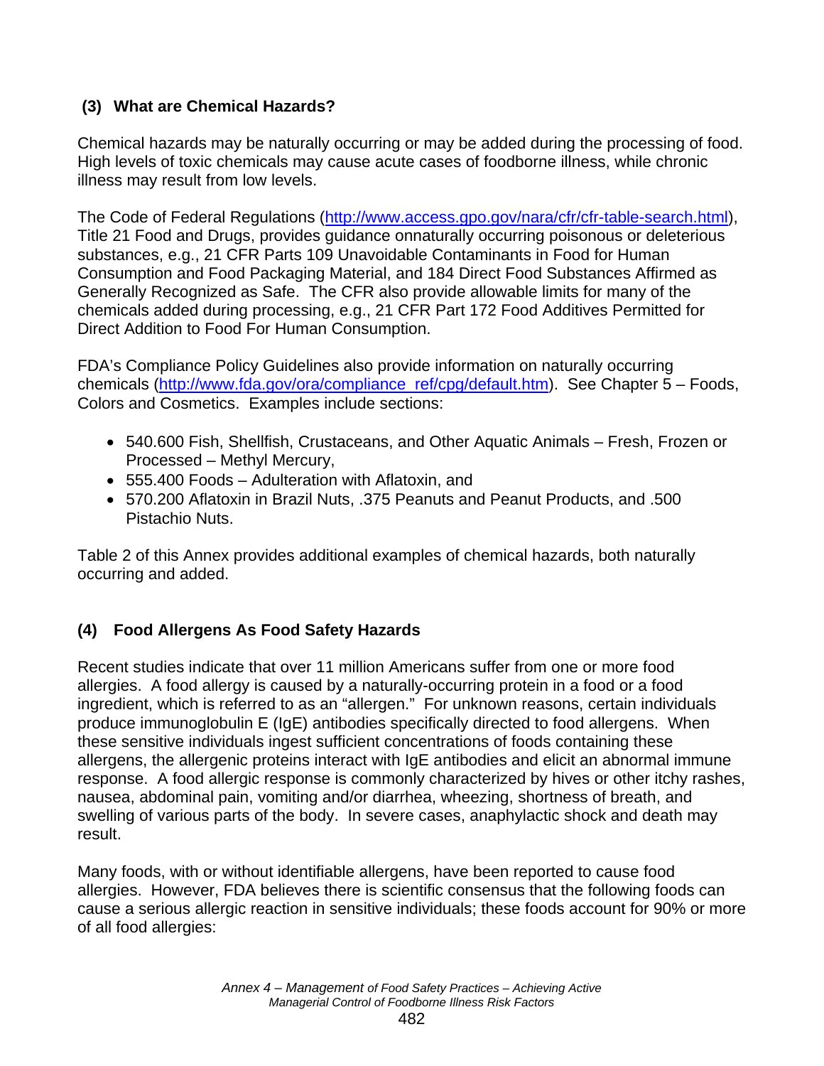### (3) What are Chemical Hazards?

Chemical hazards may be naturally occurring or may be added during the processing of food. High levels of toxic chemicals may cause acute cases of foodborne illness, while chronic illness may result from low levels.

The Code of Federal Regulations (http://www.access.gpo.gov/nara/cfr/cfr-table-search.html), Title 21 Food and Drugs, provides guidance onnaturally occurring poisonous or deleterious substances, e.g., 21 CFR Parts 109 Unavoidable Contaminants in Food for Human Consumption and Food Packaging Material, and 184 Direct Food Substances Affirmed as Generally Recognized as Safe. The CFR also provide allowable limits for many of the chemicals added during processing, e.g., 21 CFR Part 172 Food Additives Permitted for Direct Addition to Food For Human Consumption.

FDA's Compliance Policy Guidelines also provide information on naturally occurring chemicals (http://www.fda.gov/ora/compliance_ref/cpg/default.htm). See Chapter 5 – Foods, Colors and Cosmetics. Examples include sections:

- 540.600 Fish, Shellfish, Crustaceans, and Other Aquatic Animals – Fresh, Frozen or Processed – Methyl Mercury,
- 555.400 Foods – Adulteration with Aflatoxin, and
- 570.200 Aflatoxin in Brazil Nuts, .375 Peanuts and Peanut Products, and .500 Pistachio Nuts.

Table 2 of this Annex provides additional examples of chemical hazards, both naturally occurring and added.

### (4) Food Allergens As Food Safety Hazards

Recent studies indicate that over 11 million Americans suffer from one or more food allergies. A food allergy is caused by a naturally-occurring protein in a food or a food ingredient, which is referred to as an "allergen." For unknown reasons, certain individuals produce immunoglobulin E (IgE) antibodies specifically directed to food allergens. When these sensitive individuals ingest sufficient concentrations of foods containing these allergens, the allergenic proteins interact with IgE antibodies and elicit an abnormal immune response. A food allergic response is commonly characterized by hives or other itchy rashes, nausea, abdominal pain, vomiting and/or diarrhea, wheezing, shortness of breath, and swelling of various parts of the body. In severe cases, anaphylactic shock and death may result.

Many foods, with or without identifiable allergens, have been reported to cause food allergies. However, FDA believes there is scientific consensus that the following foods can cause a serious allergic reaction in sensitive individuals; these foods account for 90% or more of all food allergies: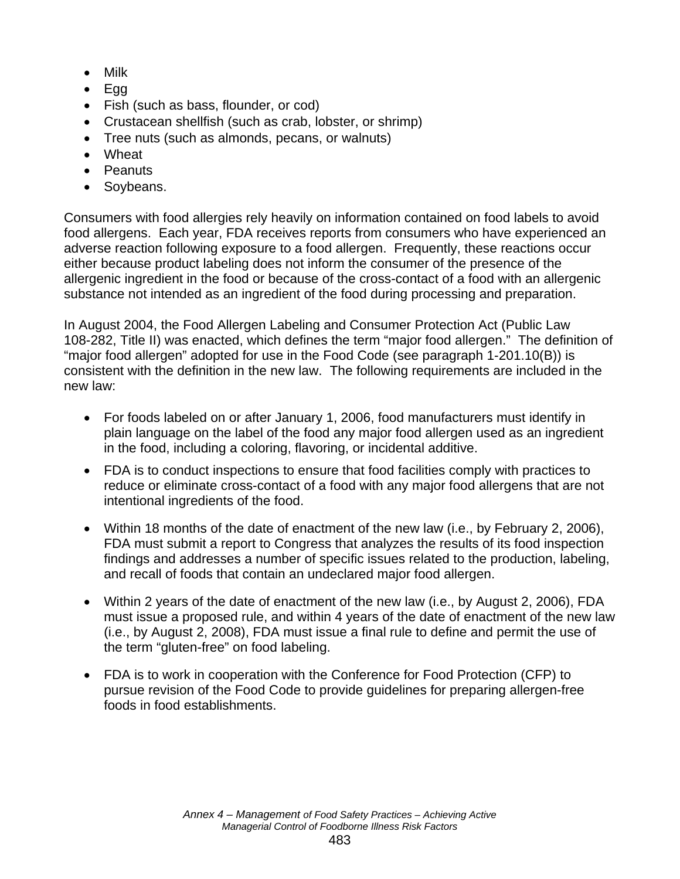- Milk
- Egg
- Fish (such as bass, flounder, or cod)
- Crustacean shellfish (such as crab, lobster, or shrimp)
- Tree nuts (such as almonds, pecans, or walnuts)
- Wheat
- Peanuts
- Soybeans.

Consumers with food allergies rely heavily on information contained on food labels to avoid food allergens. Each year, FDA receives reports from consumers who have experienced an adverse reaction following exposure to a food allergen. Frequently, these reactions occur either because product labeling does not inform the consumer of the presence of the allergenic ingredient in the food or because of the cross-contact of a food with an allergenic substance not intended as an ingredient of the food during processing and preparation.

In August 2004, the Food Allergen Labeling and Consumer Protection Act (Public Law 108-282, Title II) was enacted, which defines the term "major food allergen." The definition of "major food allergen" adopted for use in the Food Code (see paragraph 1-201.10(B)) is consistent with the definition in the new law. The following requirements are included in the new law:

- For foods labeled on or after January 1, 2006, food manufacturers must identify in plain language on the label of the food any major food allergen used as an ingredient in the food, including a coloring, flavoring, or incidental additive.

- FDA is to conduct inspections to ensure that food facilities comply with practices to reduce or eliminate cross-contact of a food with any major food allergens that are not intentional ingredients of the food.

- Within 18 months of the date of enactment of the new law (i.e., by February 2, 2006), FDA must submit a report to Congress that analyzes the results of its food inspection findings and addresses a number of specific issues related to the production, labeling, and recall of foods that contain an undeclared major food allergen.

- Within 2 years of the date of enactment of the new law (i.e., by August 2, 2006), FDA must issue a proposed rule, and within 4 years of the date of enactment of the new law (i.e., by August 2, 2008), FDA must issue a final rule to define and permit the use of the term "gluten-free" on food labeling.

- FDA is to work in cooperation with the Conference for Food Protection (CFP) to pursue revision of the Food Code to provide guidelines for preparing allergen-free foods in food establishments.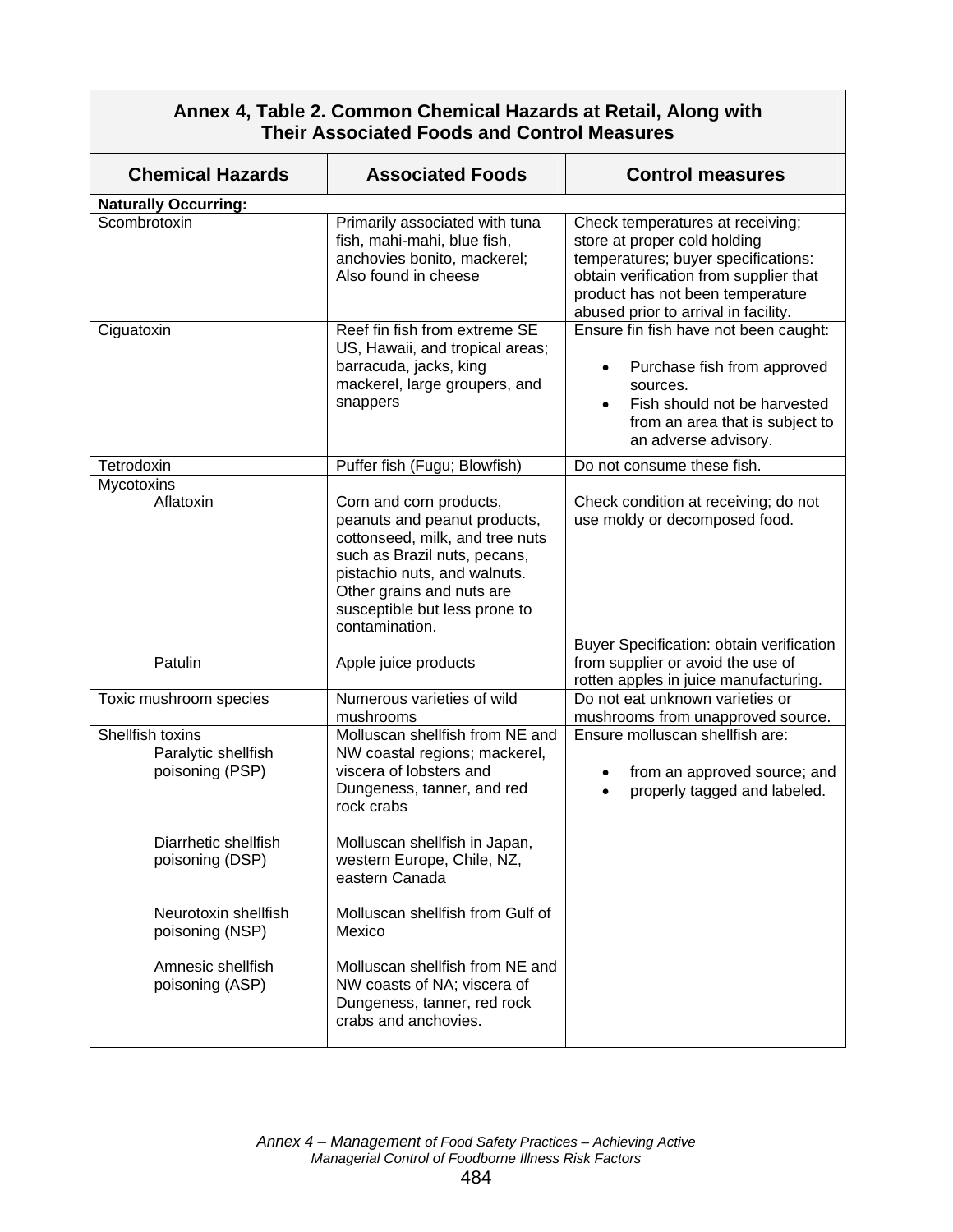**Annex 4, Table 2. Common Chemical Hazards at Retail, Along with Their Associated Foods and Control Measures**

| Chemical Hazards | Associated Foods | Control measures |
|---|---|---|
| **Naturally Occurring:** | | |
| Scombrotoxin | Primarily associated with tuna fish, mahi-mahi, blue fish, anchovies bonito, mackerel; Also found in cheese | Check temperatures at receiving; store at proper cold holding temperatures; buyer specifications: obtain verification from supplier that product has not been temperature abused prior to arrival in facility. |
| Ciguatoxin | Reef fin fish from extreme SE US, Hawaii, and tropical areas; barracuda, jacks, king mackerel, large groupers, and snappers | Ensure fin fish have not been caught: <br>• Purchase fish from approved sources. <br>• Fish should not be harvested from an area that is subject to an adverse advisory. |
| Tetrodoxin | Puffer fish (Fugu; Blowfish) | Do not consume these fish. |
| Mycotoxins | | |
| Aflatoxin | Corn and corn products, peanuts and peanut products, cottonseed, milk, and tree nuts such as Brazil nuts, pecans, pistachio nuts, and walnuts. Other grains and nuts are susceptible but less prone to contamination. | Check condition at receiving; do not use moldy or decomposed food. |
| Patulin | Apple juice products | Buyer Specification: obtain verification from supplier or avoid the use of rotten apples in juice manufacturing. |
| Toxic mushroom species | Numerous varieties of wild mushrooms | Do not eat unknown varieties or mushrooms from unapproved source. |
| Shellfish toxins | | Ensure molluscan shellfish are: <br>• from an approved source; and <br>• properly tagged and labeled. |
| Paralytic shellfish poisoning (PSP) | Molluscan shellfish from NE and NW coastal regions; mackerel, viscera of lobsters and Dungeness, tanner, and red rock crabs | |
| Diarrhetic shellfish poisoning (DSP) | Molluscan shellfish in Japan, western Europe, Chile, NZ, eastern Canada | |
| Neurotoxin shellfish poisoning (NSP) | Molluscan shellfish from Gulf of Mexico | |
| Amnesic shellfish poisoning (ASP) | Molluscan shellfish from NE and NW coasts of NA; viscera of Dungeness, tanner, red rock crabs and anchovies. | |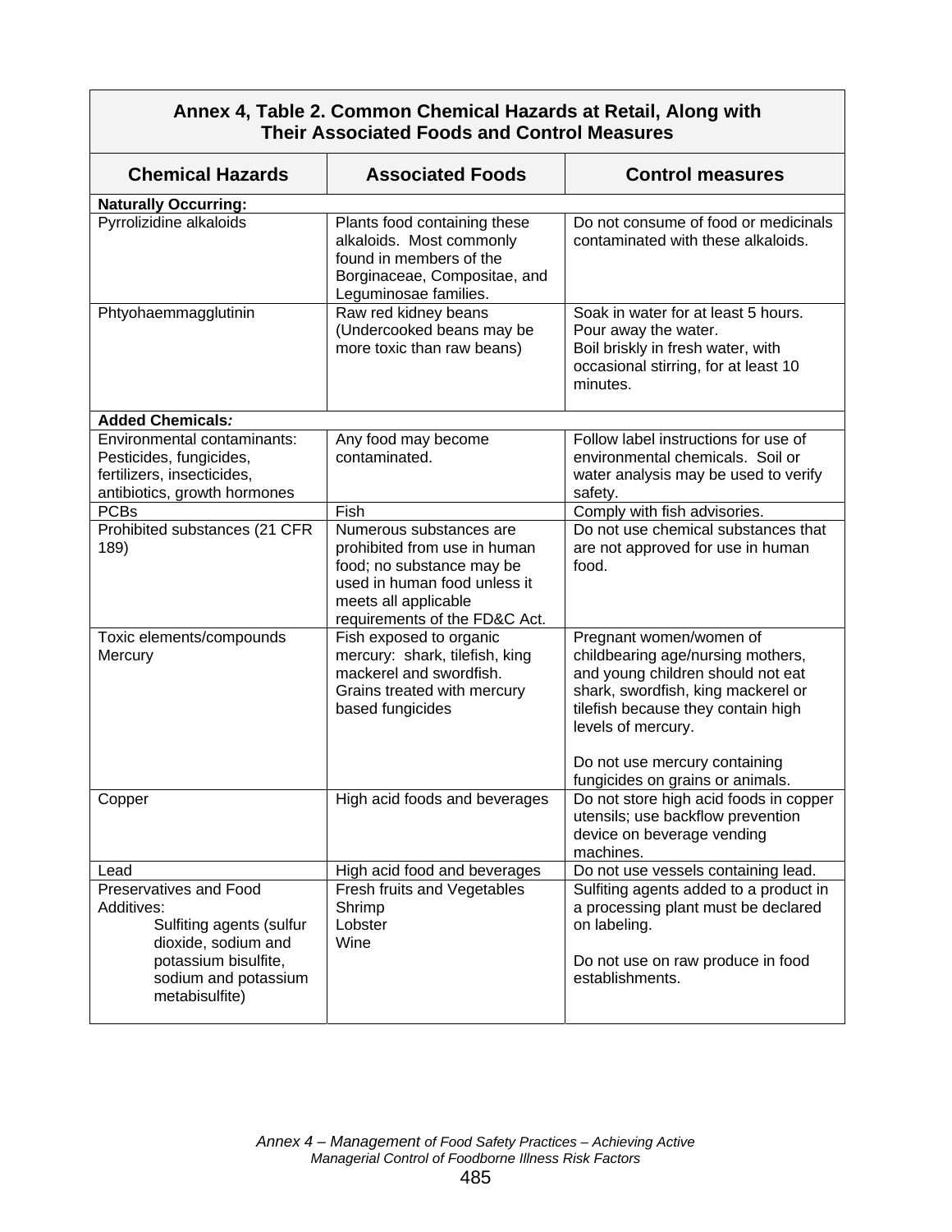**Annex 4, Table 2. Common Chemical Hazards at Retail, Along with Their Associated Foods and Control Measures**

| Chemical Hazards | Associated Foods | Control measures |
|---|---|---|
| **Naturally Occurring:** | | |
| Pyrrolizidine alkaloids | Plants food containing these alkaloids. Most commonly found in members of the Borginaceae, Compositae, and Leguminosae families. | Do not consume of food or medicinals contaminated with these alkaloids. |
| Phtyohaemmagglutinin | Raw red kidney beans (Undercooked beans may be more toxic than raw beans) | Soak in water for at least 5 hours.<br>Pour away the water.<br>Boil briskly in fresh water, with occasional stirring, for at least 10 minutes. |
| ***Added Chemicals:*** | | |
| Environmental contaminants: Pesticides, fungicides, fertilizers, insecticides, antibiotics, growth hormones | Any food may become contaminated. | Follow label instructions for use of environmental chemicals. Soil or water analysis may be used to verify safety. |
| PCBs | Fish | Comply with fish advisories. |
| Prohibited substances (21 CFR 189) | Numerous substances are prohibited from use in human food; no substance may be used in human food unless it meets all applicable requirements of the FD&C Act. | Do not use chemical substances that are not approved for use in human food. |
| Toxic elements/compounds<br>Mercury | Fish exposed to organic mercury: shark, tilefish, king mackerel and swordfish.<br>Grains treated with mercury based fungicides | Pregnant women/women of childbearing age/nursing mothers, and young children should not eat shark, swordfish, king mackerel or tilefish because they contain high levels of mercury.<br><br>Do not use mercury containing fungicides on grains or animals. |
| Copper | High acid foods and beverages | Do not store high acid foods in copper utensils; use backflow prevention device on beverage vending machines. |
| Lead | High acid food and beverages | Do not use vessels containing lead. |
| Preservatives and Food Additives:<br>Sulfiting agents (sulfur dioxide, sodium and potassium bisulfite, sodium and potassium metabisulfite) | Fresh fruits and Vegetables<br>Shrimp<br>Lobster<br>Wine | Sulfiting agents added to a product in a processing plant must be declared on labeling.<br><br>Do not use on raw produce in food establishments. |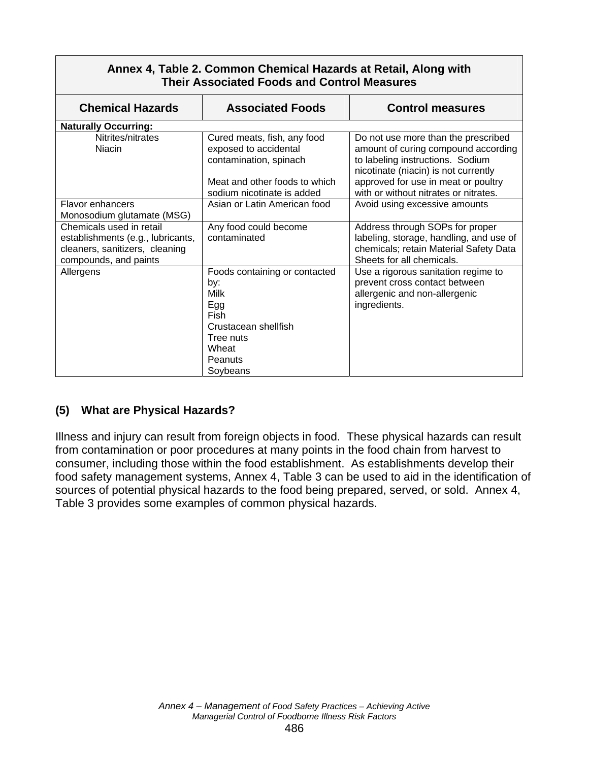| Annex 4, Table 2. Common Chemical Hazards at Retail, Along with Their Associated Foods and Control Measures | | |
|---|---|---|
| **Chemical Hazards** | **Associated Foods** | **Control measures** |
| **Naturally Occurring:** | | |
| Nitrites/nitrates<br>Niacin | Cured meats, fish, any food exposed to accidental contamination, spinach<br><br>Meat and other foods to which sodium nicotinate is added | Do not use more than the prescribed amount of curing compound according to labeling instructions. Sodium nicotinate (niacin) is not currently approved for use in meat or poultry with or without nitrates or nitrates. |
| Flavor enhancers<br>Monosodium glutamate (MSG) | Asian or Latin American food | Avoid using excessive amounts |
| Chemicals used in retail establishments (e.g., lubricants, cleaners, sanitizers, cleaning compounds, and paints | Any food could become contaminated | Address through SOPs for proper labeling, storage, handling, and use of chemicals; retain Material Safety Data Sheets for all chemicals. |
| Allergens | Foods containing or contacted by:<br>Milk<br>Egg<br>Fish<br>Crustacean shellfish<br>Tree nuts<br>Wheat<br>Peanuts<br>Soybeans | Use a rigorous sanitation regime to prevent cross contact between allergenic and non-allergenic ingredients. |

### (5) What are Physical Hazards?

Illness and injury can result from foreign objects in food. These physical hazards can result from contamination or poor procedures at many points in the food chain from harvest to consumer, including those within the food establishment. As establishments develop their food safety management systems, Annex 4, Table 3 can be used to aid in the identification of sources of potential physical hazards to the food being prepared, served, or sold. Annex 4, Table 3 provides some examples of common physical hazards.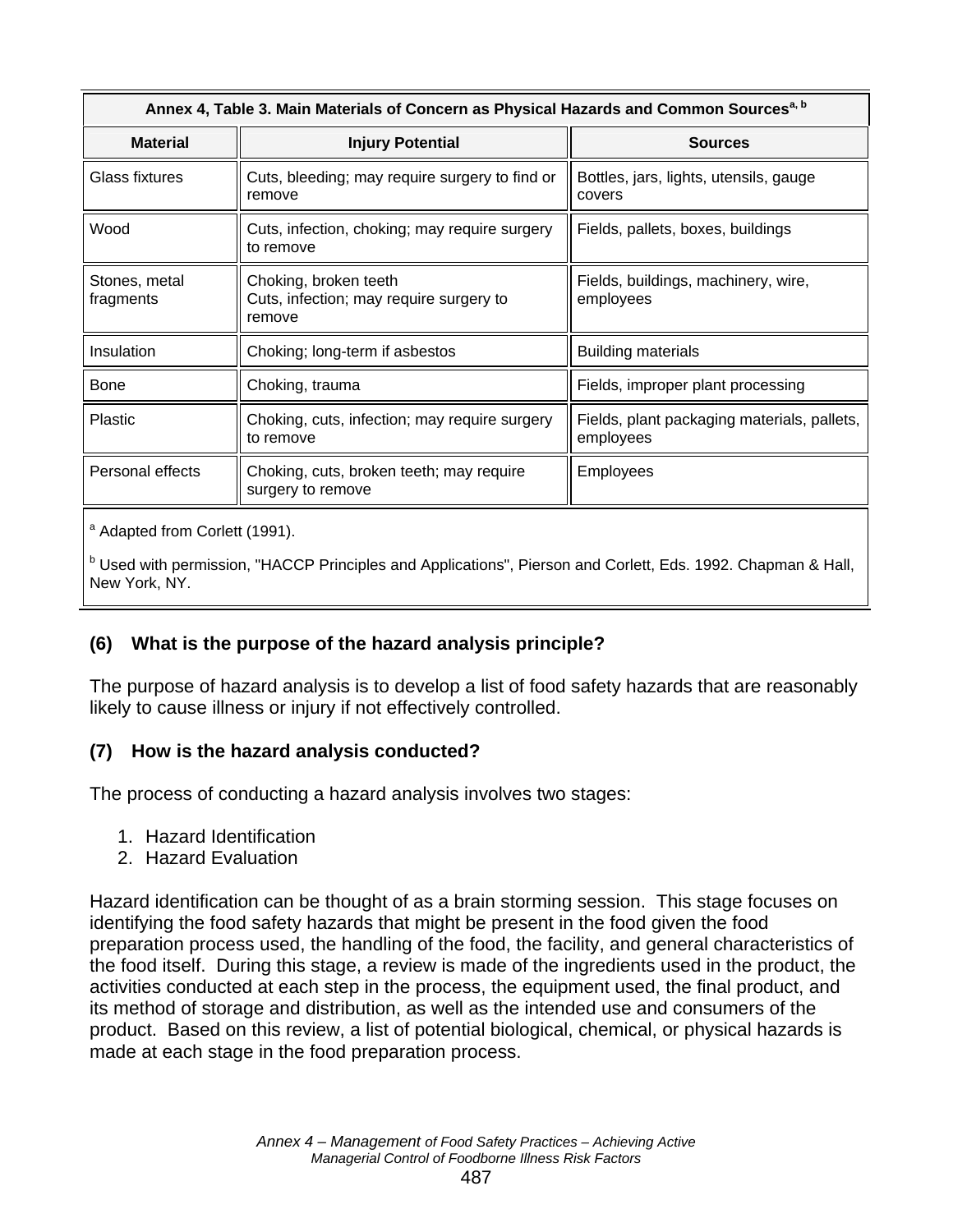**Annex 4, Table 3. Main Materials of Concern as Physical Hazards and Common Sources[a, b]**

| Material | Injury Potential | Sources |
|---|---|---|
| Glass fixtures | Cuts, bleeding; may require surgery to find or remove | Bottles, jars, lights, utensils, gauge covers |
| Wood | Cuts, infection, choking; may require surgery to remove | Fields, pallets, boxes, buildings |
| Stones, metal fragments | Choking, broken teeth<br>Cuts, infection; may require surgery to remove | Fields, buildings, machinery, wire, employees |
| Insulation | Choking; long-term if asbestos | Building materials |
| Bone | Choking, trauma | Fields, improper plant processing |
| Plastic | Choking, cuts, infection; may require surgery to remove | Fields, plant packaging materials, pallets, employees |
| Personal effects | Choking, cuts, broken teeth; may require surgery to remove | Employees |

[a] Adapted from Corlett (1991).

[b] Used with permission, "HACCP Principles and Applications", Pierson and Corlett, Eds. 1992. Chapman & Hall, New York, NY.

### (6) What is the purpose of the hazard analysis principle?

The purpose of hazard analysis is to develop a list of food safety hazards that are reasonably likely to cause illness or injury if not effectively controlled.

### (7) How is the hazard analysis conducted?

The process of conducting a hazard analysis involves two stages:

1. Hazard Identification
2. Hazard Evaluation

Hazard identification can be thought of as a brain storming session. This stage focuses on identifying the food safety hazards that might be present in the food given the food preparation process used, the handling of the food, the facility, and general characteristics of the food itself. During this stage, a review is made of the ingredients used in the product, the activities conducted at each step in the process, the equipment used, the final product, and its method of storage and distribution, as well as the intended use and consumers of the product. Based on this review, a list of potential biological, chemical, or physical hazards is made at each stage in the food preparation process.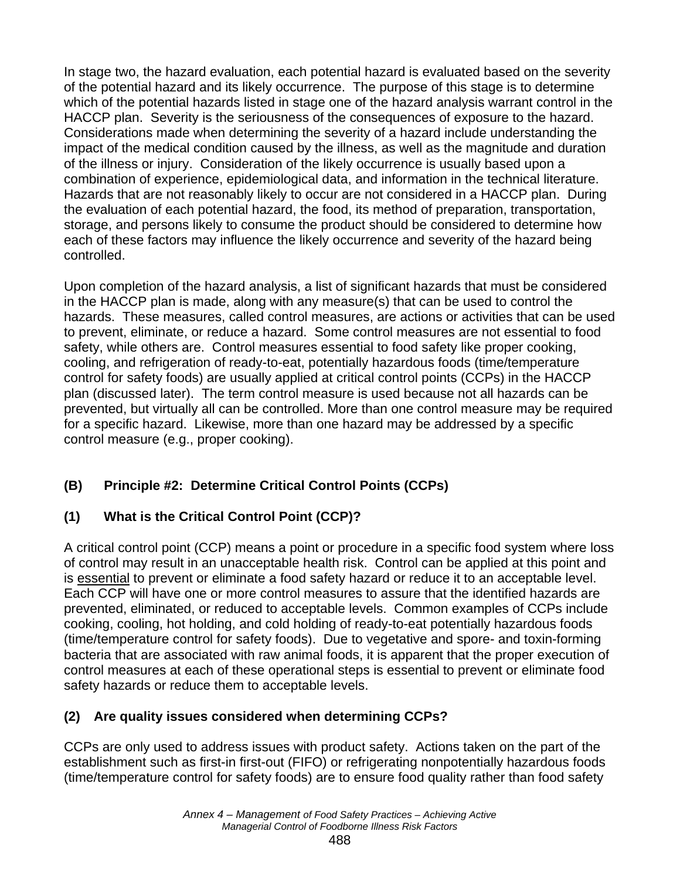In stage two, the hazard evaluation, each potential hazard is evaluated based on the severity of the potential hazard and its likely occurrence. The purpose of this stage is to determine which of the potential hazards listed in stage one of the hazard analysis warrant control in the HACCP plan. Severity is the seriousness of the consequences of exposure to the hazard. Considerations made when determining the severity of a hazard include understanding the impact of the medical condition caused by the illness, as well as the magnitude and duration of the illness or injury. Consideration of the likely occurrence is usually based upon a combination of experience, epidemiological data, and information in the technical literature. Hazards that are not reasonably likely to occur are not considered in a HACCP plan. During the evaluation of each potential hazard, the food, its method of preparation, transportation, storage, and persons likely to consume the product should be considered to determine how each of these factors may influence the likely occurrence and severity of the hazard being controlled.

Upon completion of the hazard analysis, a list of significant hazards that must be considered in the HACCP plan is made, along with any measure(s) that can be used to control the hazards. These measures, called control measures, are actions or activities that can be used to prevent, eliminate, or reduce a hazard. Some control measures are not essential to food safety, while others are. Control measures essential to food safety like proper cooking, cooling, and refrigeration of ready-to-eat, potentially hazardous foods (time/temperature control for safety foods) are usually applied at critical control points (CCPs) in the HACCP plan (discussed later). The term control measure is used because not all hazards can be prevented, but virtually all can be controlled. More than one control measure may be required for a specific hazard. Likewise, more than one hazard may be addressed by a specific control measure (e.g., proper cooking).

## (B) Principle #2: Determine Critical Control Points (CCPs)

### (1) What is the Critical Control Point (CCP)?

A critical control point (CCP) means a point or procedure in a specific food system where loss of control may result in an unacceptable health risk. Control can be applied at this point and is essential to prevent or eliminate a food safety hazard or reduce it to an acceptable level. Each CCP will have one or more control measures to assure that the identified hazards are prevented, eliminated, or reduced to acceptable levels. Common examples of CCPs include cooking, cooling, hot holding, and cold holding of ready-to-eat potentially hazardous foods (time/temperature control for safety foods). Due to vegetative and spore- and toxin-forming bacteria that are associated with raw animal foods, it is apparent that the proper execution of control measures at each of these operational steps is essential to prevent or eliminate food safety hazards or reduce them to acceptable levels.

### (2) Are quality issues considered when determining CCPs?

CCPs are only used to address issues with product safety. Actions taken on the part of the establishment such as first-in first-out (FIFO) or refrigerating nonpotentially hazardous foods (time/temperature control for safety foods) are to ensure food quality rather than food safety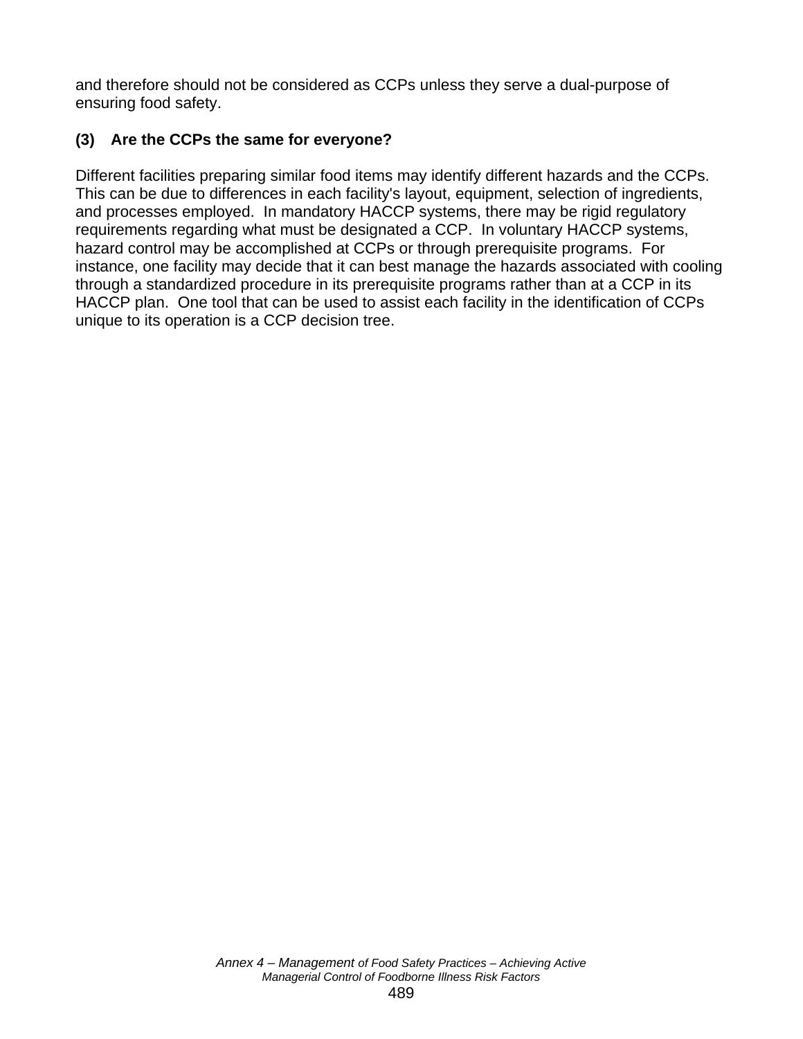and therefore should not be considered as CCPs unless they serve a dual-purpose of ensuring food safety.

**(3) Are the CCPs the same for everyone?**

Different facilities preparing similar food items may identify different hazards and the CCPs. This can be due to differences in each facility's layout, equipment, selection of ingredients, and processes employed. In mandatory HACCP systems, there may be rigid regulatory requirements regarding what must be designated a CCP. In voluntary HACCP systems, hazard control may be accomplished at CCPs or through prerequisite programs. For instance, one facility may decide that it can best manage the hazards associated with cooling through a standardized procedure in its prerequisite programs rather than at a CCP in its HACCP plan. One tool that can be used to assist each facility in the identification of CCPs unique to its operation is a CCP decision tree.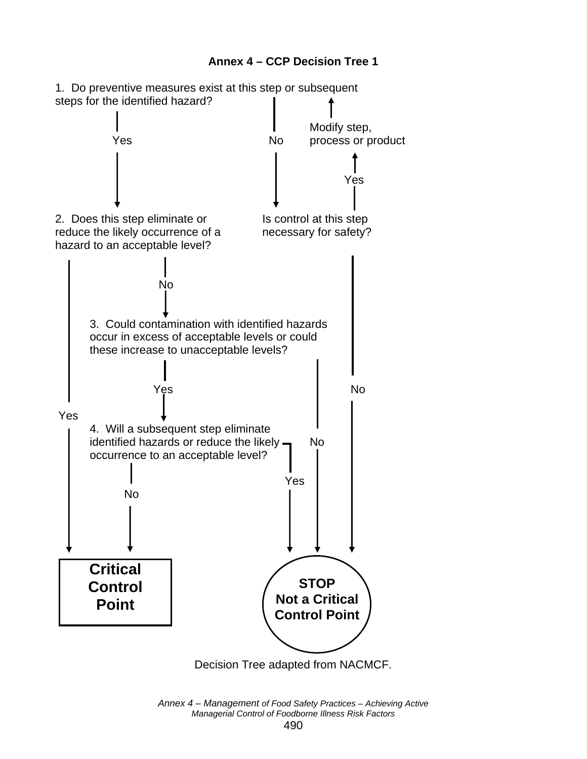**Annex 4 – CCP Decision Tree 1**

1. Do preventive measures exist at this step or subsequent steps for the identified hazard?

Yes

No

Modify step, process or product

Yes

2. Does this step eliminate or reduce the likely occurrence of a hazard to an acceptable level?

Is control at this step necessary for safety?

No

3. Could contamination with identified hazards occur in excess of acceptable levels or could these increase to unacceptable levels?

Yes

No

Yes

4. Will a subsequent step eliminate identified hazards or reduce the likely occurrence to an acceptable level?

No

Yes

No

**Critical Control Point**

**STOP Not a Critical Control Point**

Decision Tree adapted from NACMCF.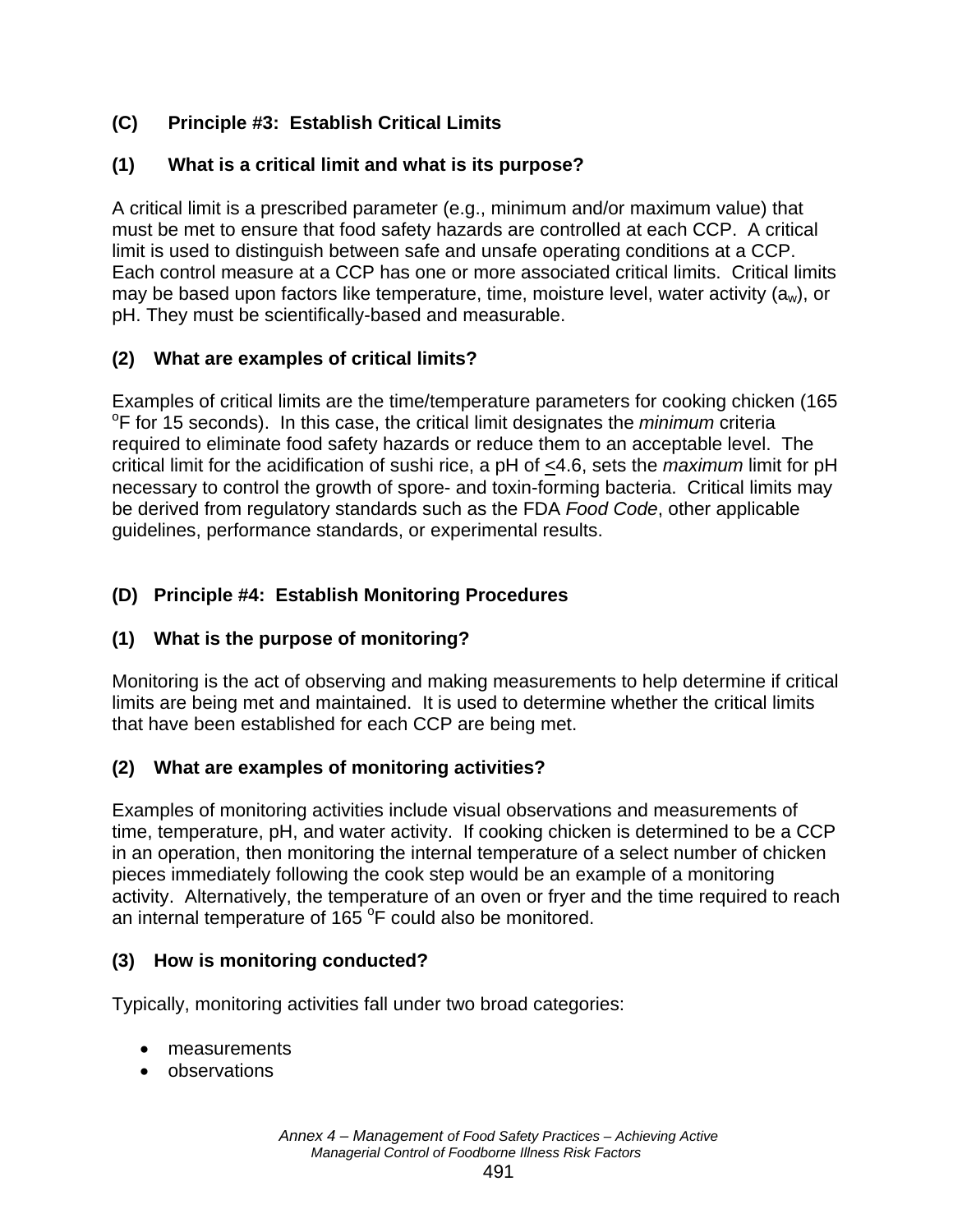### (C) Principle #3: Establish Critical Limits

#### (1) What is a critical limit and what is its purpose?

A critical limit is a prescribed parameter (e.g., minimum and/or maximum value) that must be met to ensure that food safety hazards are controlled at each CCP. A critical limit is used to distinguish between safe and unsafe operating conditions at a CCP. Each control measure at a CCP has one or more associated critical limits. Critical limits may be based upon factors like temperature, time, moisture level, water activity ($a_w$), or pH. They must be scientifically-based and measurable.

#### (2) What are examples of critical limits?

Examples of critical limits are the time/temperature parameters for cooking chicken (165 $^oF$ for 15 seconds). In this case, the critical limit designates the *minimum* criteria required to eliminate food safety hazards or reduce them to an acceptable level. The critical limit for the acidification of sushi rice, a pH of $\leq$4.6, sets the *maximum* limit for pH necessary to control the growth of spore- and toxin-forming bacteria. Critical limits may be derived from regulatory standards such as the FDA *Food Code*, other applicable guidelines, performance standards, or experimental results.

### (D) Principle #4: Establish Monitoring Procedures

#### (1) What is the purpose of monitoring?

Monitoring is the act of observing and making measurements to help determine if critical limits are being met and maintained. It is used to determine whether the critical limits that have been established for each CCP are being met.

#### (2) What are examples of monitoring activities?

Examples of monitoring activities include visual observations and measurements of time, temperature, pH, and water activity. If cooking chicken is determined to be a CCP in an operation, then monitoring the internal temperature of a select number of chicken pieces immediately following the cook step would be an example of a monitoring activity. Alternatively, the temperature of an oven or fryer and the time required to reach an internal temperature of 165 $^oF$ could also be monitored.

#### (3) How is monitoring conducted?

Typically, monitoring activities fall under two broad categories:

- measurements
- observations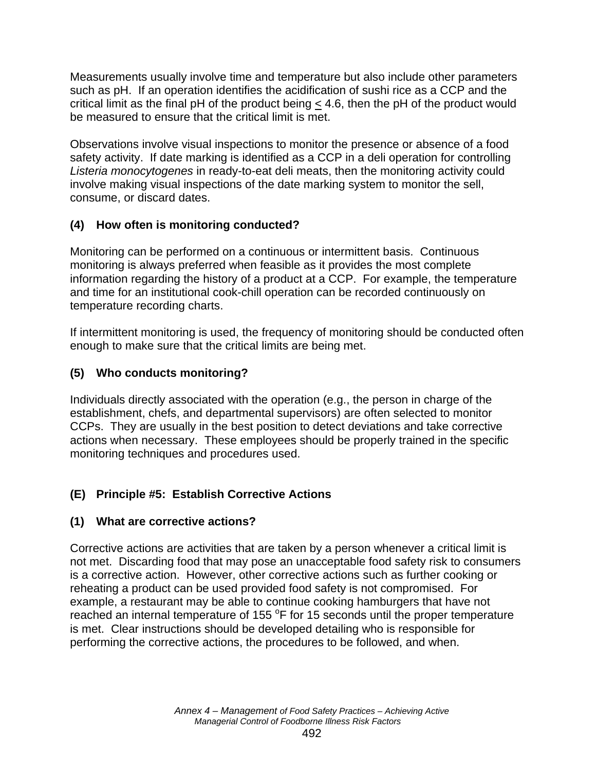Measurements usually involve time and temperature but also include other parameters such as pH. If an operation identifies the acidification of sushi rice as a CCP and the critical limit as the final pH of the product being $\leq$ 4.6, then the pH of the product would be measured to ensure that the critical limit is met.

Observations involve visual inspections to monitor the presence or absence of a food safety activity. If date marking is identified as a CCP in a deli operation for controlling *Listeria monocytogenes* in ready-to-eat deli meats, then the monitoring activity could involve making visual inspections of the date marking system to monitor the sell, consume, or discard dates.

**(4) How often is monitoring conducted?**

Monitoring can be performed on a continuous or intermittent basis. Continuous monitoring is always preferred when feasible as it provides the most complete information regarding the history of a product at a CCP. For example, the temperature and time for an institutional cook-chill operation can be recorded continuously on temperature recording charts.

If intermittent monitoring is used, the frequency of monitoring should be conducted often enough to make sure that the critical limits are being met.

**(5) Who conducts monitoring?**

Individuals directly associated with the operation (e.g., the person in charge of the establishment, chefs, and departmental supervisors) are often selected to monitor CCPs. They are usually in the best position to detect deviations and take corrective actions when necessary. These employees should be properly trained in the specific monitoring techniques and procedures used.

**(E) Principle #5: Establish Corrective Actions**

**(1) What are corrective actions?**

Corrective actions are activities that are taken by a person whenever a critical limit is not met. Discarding food that may pose an unacceptable food safety risk to consumers is a corrective action. However, other corrective actions such as further cooking or reheating a product can be used provided food safety is not compromised. For example, a restaurant may be able to continue cooking hamburgers that have not reached an internal temperature of 155 $^{o}$F for 15 seconds until the proper temperature is met. Clear instructions should be developed detailing who is responsible for performing the corrective actions, the procedures to be followed, and when.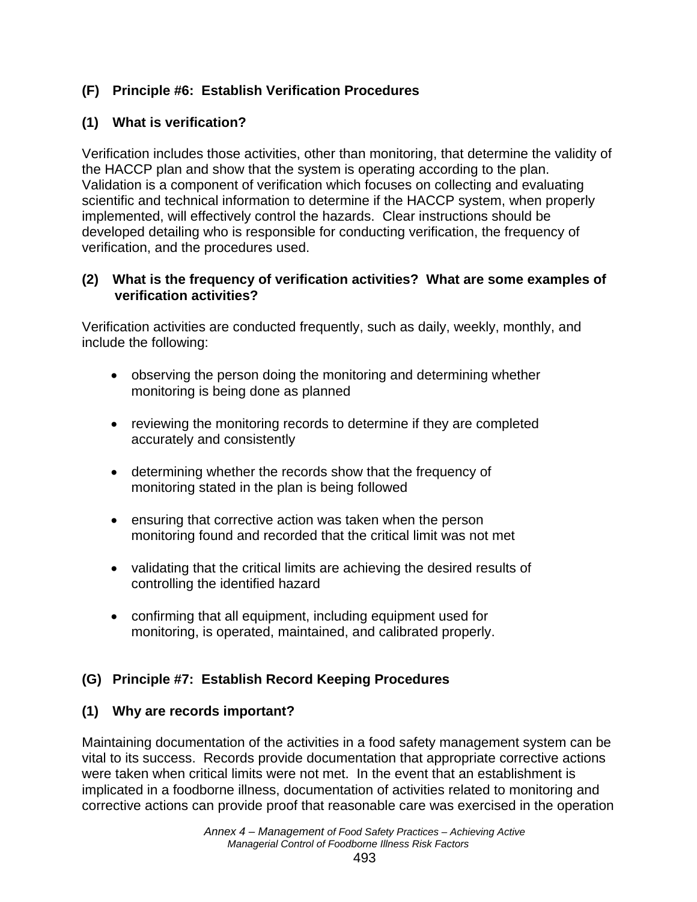### (F) Principle #6: Establish Verification Procedures

#### (1) What is verification?

Verification includes those activities, other than monitoring, that determine the validity of the HACCP plan and show that the system is operating according to the plan. Validation is a component of verification which focuses on collecting and evaluating scientific and technical information to determine if the HACCP system, when properly implemented, will effectively control the hazards. Clear instructions should be developed detailing who is responsible for conducting verification, the frequency of verification, and the procedures used.

#### (2) What is the frequency of verification activities? What are some examples of verification activities?

Verification activities are conducted frequently, such as daily, weekly, monthly, and include the following:

- observing the person doing the monitoring and determining whether monitoring is being done as planned
- reviewing the monitoring records to determine if they are completed accurately and consistently
- determining whether the records show that the frequency of monitoring stated in the plan is being followed
- ensuring that corrective action was taken when the person monitoring found and recorded that the critical limit was not met
- validating that the critical limits are achieving the desired results of controlling the identified hazard
- confirming that all equipment, including equipment used for monitoring, is operated, maintained, and calibrated properly.

### (G) Principle #7: Establish Record Keeping Procedures

#### (1) Why are records important?

Maintaining documentation of the activities in a food safety management system can be vital to its success. Records provide documentation that appropriate corrective actions were taken when critical limits were not met. In the event that an establishment is implicated in a foodborne illness, documentation of activities related to monitoring and corrective actions can provide proof that reasonable care was exercised in the operation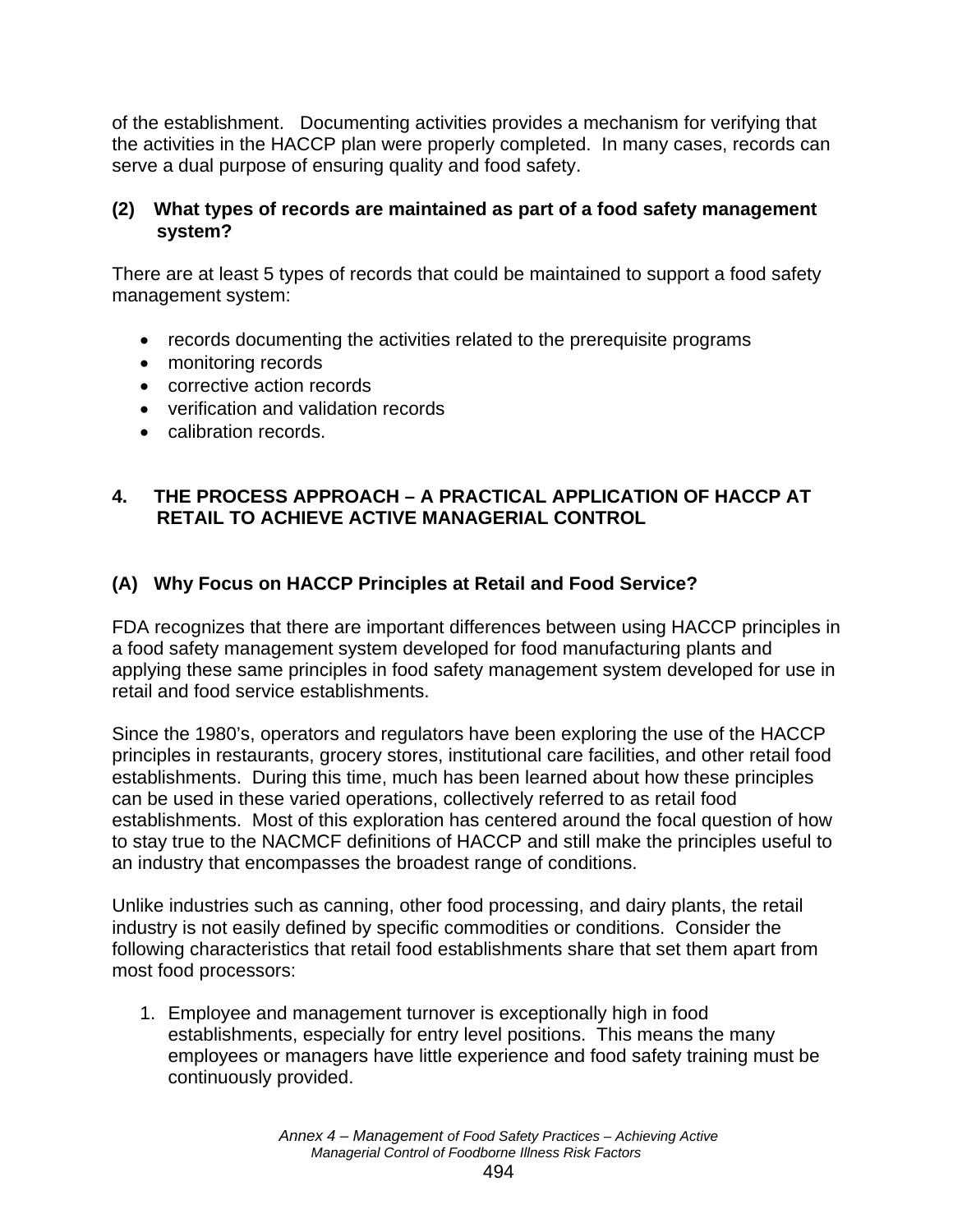of the establishment. Documenting activities provides a mechanism for verifying that the activities in the HACCP plan were properly completed. In many cases, records can serve a dual purpose of ensuring quality and food safety.

**(2) What types of records are maintained as part of a food safety management system?**

There are at least 5 types of records that could be maintained to support a food safety management system:

- records documenting the activities related to the prerequisite programs
- monitoring records
- corrective action records
- verification and validation records
- calibration records.

## 4. THE PROCESS APPROACH – A PRACTICAL APPLICATION OF HACCP AT RETAIL TO ACHIEVE ACTIVE MANAGERIAL CONTROL

### (A) Why Focus on HACCP Principles at Retail and Food Service?

FDA recognizes that there are important differences between using HACCP principles in a food safety management system developed for food manufacturing plants and applying these same principles in food safety management system developed for use in retail and food service establishments.

Since the 1980's, operators and regulators have been exploring the use of the HACCP principles in restaurants, grocery stores, institutional care facilities, and other retail food establishments. During this time, much has been learned about how these principles can be used in these varied operations, collectively referred to as retail food establishments. Most of this exploration has centered around the focal question of how to stay true to the NACMCF definitions of HACCP and still make the principles useful to an industry that encompasses the broadest range of conditions.

Unlike industries such as canning, other food processing, and dairy plants, the retail industry is not easily defined by specific commodities or conditions. Consider the following characteristics that retail food establishments share that set them apart from most food processors:

1. Employee and management turnover is exceptionally high in food establishments, especially for entry level positions. This means the many employees or managers have little experience and food safety training must be continuously provided.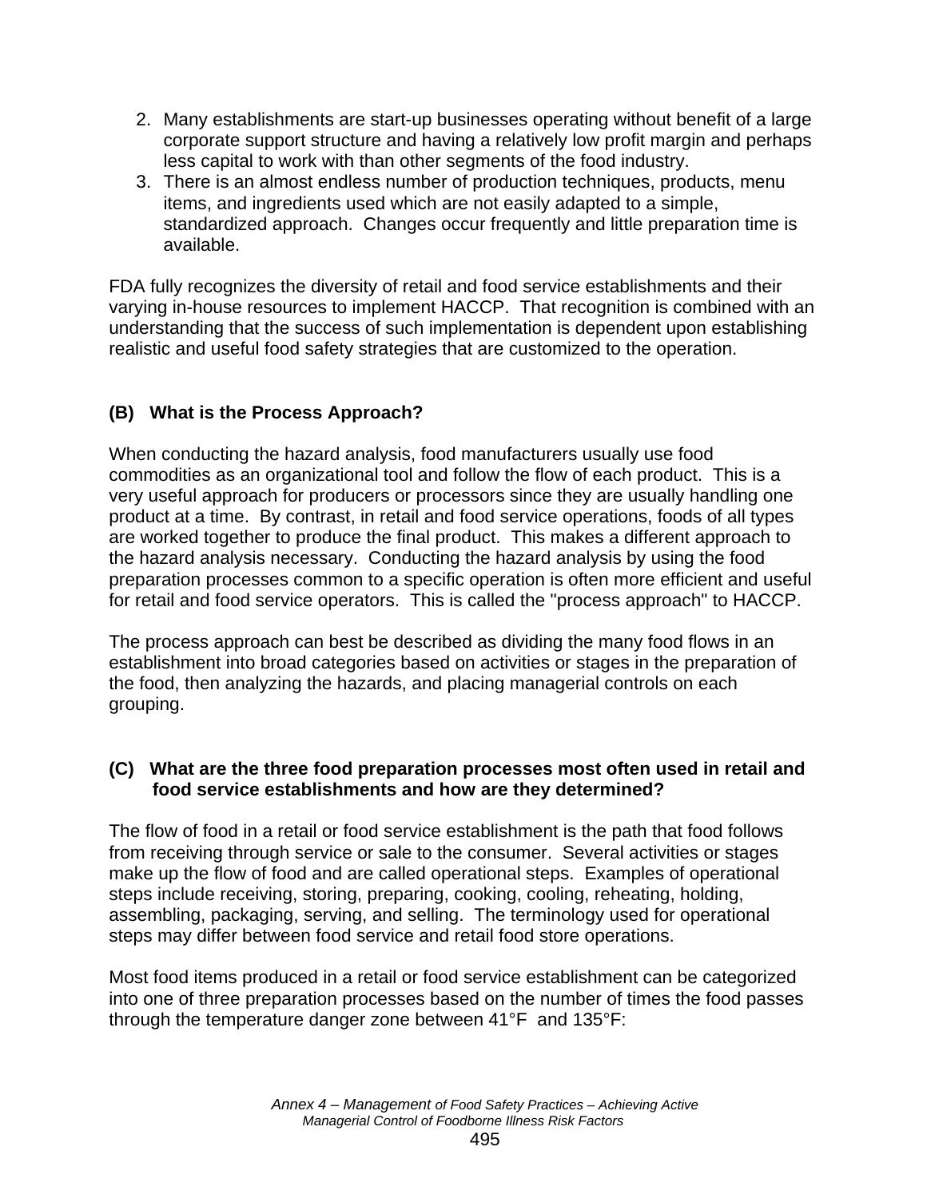2. Many establishments are start-up businesses operating without benefit of a large corporate support structure and having a relatively low profit margin and perhaps less capital to work with than other segments of the food industry.
3. There is an almost endless number of production techniques, products, menu items, and ingredients used which are not easily adapted to a simple, standardized approach. Changes occur frequently and little preparation time is available.

FDA fully recognizes the diversity of retail and food service establishments and their varying in-house resources to implement HACCP. That recognition is combined with an understanding that the success of such implementation is dependent upon establishing realistic and useful food safety strategies that are customized to the operation.

### (B) What is the Process Approach?

When conducting the hazard analysis, food manufacturers usually use food commodities as an organizational tool and follow the flow of each product. This is a very useful approach for producers or processors since they are usually handling one product at a time. By contrast, in retail and food service operations, foods of all types are worked together to produce the final product. This makes a different approach to the hazard analysis necessary. Conducting the hazard analysis by using the food preparation processes common to a specific operation is often more efficient and useful for retail and food service operators. This is called the "process approach" to HACCP.

The process approach can best be described as dividing the many food flows in an establishment into broad categories based on activities or stages in the preparation of the food, then analyzing the hazards, and placing managerial controls on each grouping.

### (C) What are the three food preparation processes most often used in retail and food service establishments and how are they determined?

The flow of food in a retail or food service establishment is the path that food follows from receiving through service or sale to the consumer. Several activities or stages make up the flow of food and are called operational steps. Examples of operational steps include receiving, storing, preparing, cooking, cooling, reheating, holding, assembling, packaging, serving, and selling. The terminology used for operational steps may differ between food service and retail food store operations.

Most food items produced in a retail or food service establishment can be categorized into one of three preparation processes based on the number of times the food passes through the temperature danger zone between 41°F and 135°F: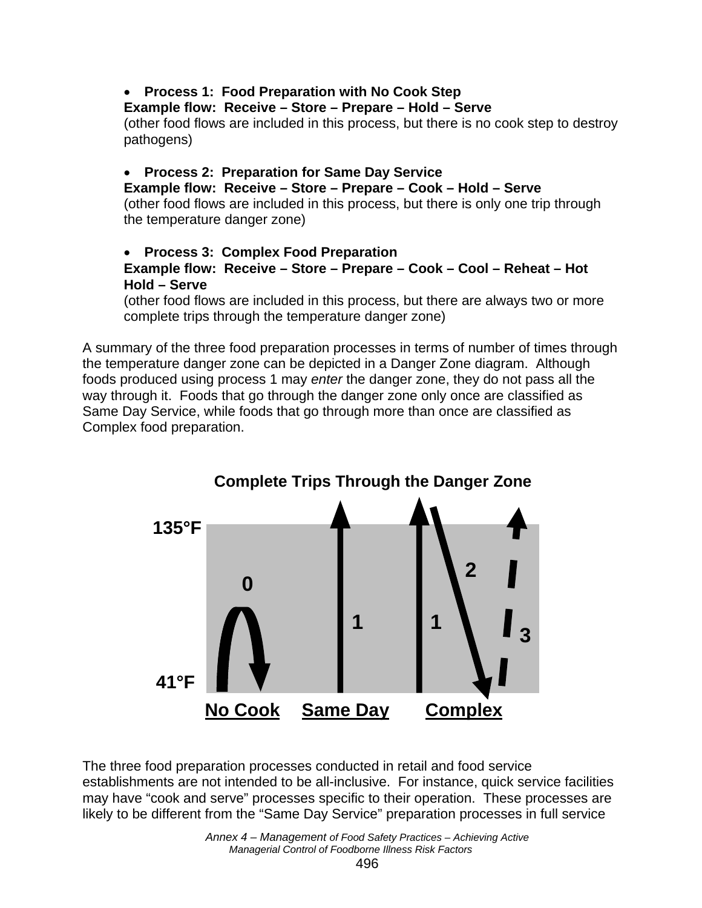- **Process 1: Food Preparation with No Cook Step**
  **Example flow: Receive – Store – Prepare – Hold – Serve**
  (other food flows are included in this process, but there is no cook step to destroy pathogens)

- **Process 2: Preparation for Same Day Service**
  **Example flow: Receive – Store – Prepare – Cook – Hold – Serve**
  (other food flows are included in this process, but there is only one trip through the temperature danger zone)

- **Process 3: Complex Food Preparation**
  **Example flow: Receive – Store – Prepare – Cook – Cool – Reheat – Hot Hold – Serve**
  (other food flows are included in this process, but there are always two or more complete trips through the temperature danger zone)

A summary of the three food preparation processes in terms of number of times through the temperature danger zone can be depicted in a Danger Zone diagram. Although foods produced using process 1 may *enter* the danger zone, they do not pass all the way through it. Foods that go through the danger zone only once are classified as Same Day Service, while foods that go through more than once are classified as Complex food preparation.

**Complete Trips Through the Danger Zone**

135°F

0 &nbsp;&nbsp; 1 &nbsp;&nbsp; 1 &nbsp;&nbsp; 2 &nbsp;&nbsp; 3

41°F

**No Cook** &nbsp;&nbsp; **Same Day** &nbsp;&nbsp; **Complex**

The three food preparation processes conducted in retail and food service establishments are not intended to be all-inclusive. For instance, quick service facilities may have "cook and serve" processes specific to their operation. These processes are likely to be different from the "Same Day Service" preparation processes in full service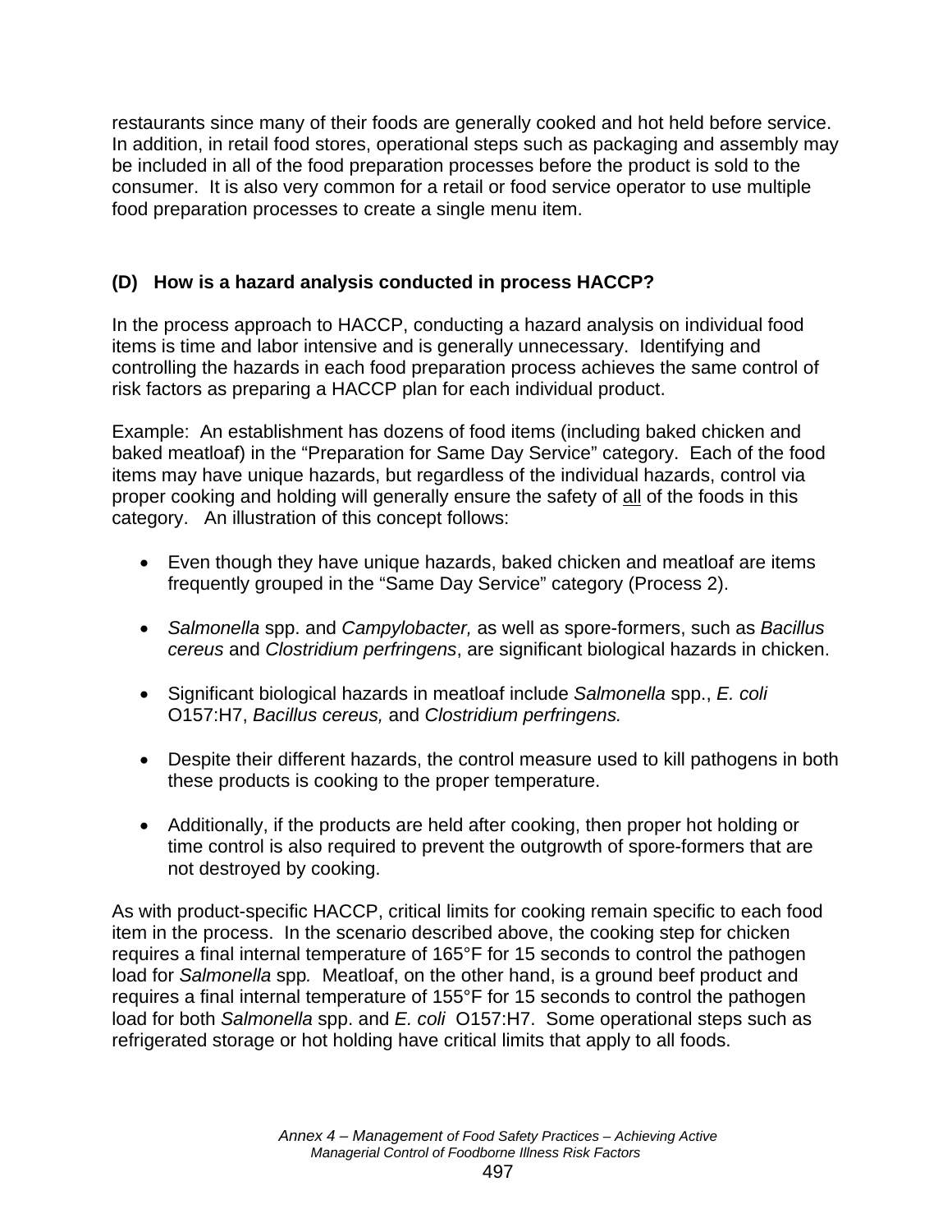restaurants since many of their foods are generally cooked and hot held before service. In addition, in retail food stores, operational steps such as packaging and assembly may be included in all of the food preparation processes before the product is sold to the consumer. It is also very common for a retail or food service operator to use multiple food preparation processes to create a single menu item.

### (D) How is a hazard analysis conducted in process HACCP?

In the process approach to HACCP, conducting a hazard analysis on individual food items is time and labor intensive and is generally unnecessary. Identifying and controlling the hazards in each food preparation process achieves the same control of risk factors as preparing a HACCP plan for each individual product.

Example: An establishment has dozens of food items (including baked chicken and baked meatloaf) in the "Preparation for Same Day Service" category. Each of the food items may have unique hazards, but regardless of the individual hazards, control via proper cooking and holding will generally ensure the safety of <u>all</u> of the foods in this category. An illustration of this concept follows:

- Even though they have unique hazards, baked chicken and meatloaf are items frequently grouped in the "Same Day Service" category (Process 2).
- *Salmonella* spp. and *Campylobacter,* as well as spore-formers, such as *Bacillus cereus* and *Clostridium perfringens*, are significant biological hazards in chicken.
- Significant biological hazards in meatloaf include *Salmonella* spp., *E. coli* O157:H7, *Bacillus cereus,* and *Clostridium perfringens.*
- Despite their different hazards, the control measure used to kill pathogens in both these products is cooking to the proper temperature.
- Additionally, if the products are held after cooking, then proper hot holding or time control is also required to prevent the outgrowth of spore-formers that are not destroyed by cooking.

As with product-specific HACCP, critical limits for cooking remain specific to each food item in the process. In the scenario described above, the cooking step for chicken requires a final internal temperature of 165°F for 15 seconds to control the pathogen load for *Salmonella* spp*.* Meatloaf, on the other hand, is a ground beef product and requires a final internal temperature of 155°F for 15 seconds to control the pathogen load for both *Salmonella* spp. and *E. coli* O157:H7. Some operational steps such as refrigerated storage or hot holding have critical limits that apply to all foods.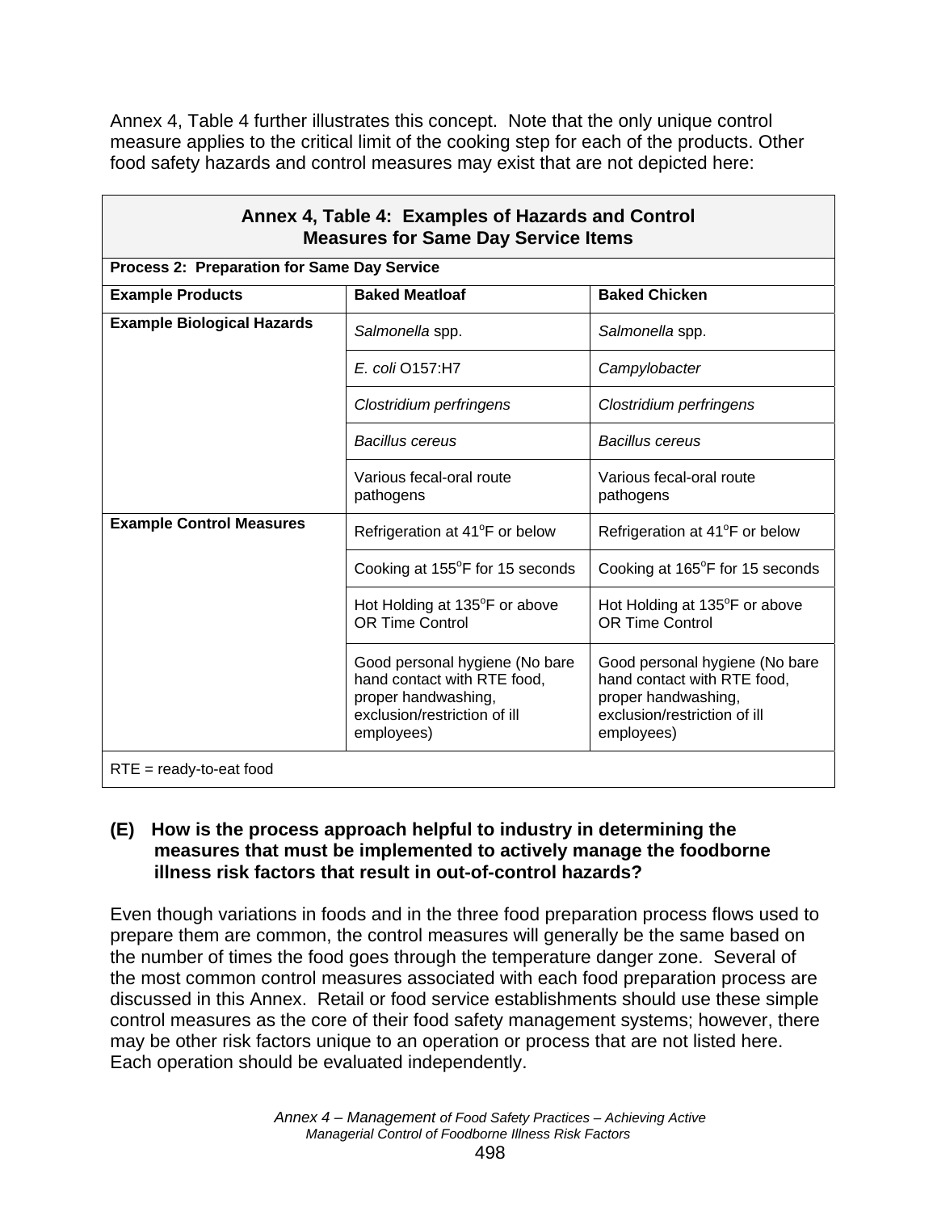Annex 4, Table 4 further illustrates this concept. Note that the only unique control measure applies to the critical limit of the cooking step for each of the products. Other food safety hazards and control measures may exist that are not depicted here:

| **Annex 4, Table 4: Examples of Hazards and Control Measures for Same Day Service Items** | | |
|---|---|---|
| **Process 2: Preparation for Same Day Service** | | |
| **Example Products** | **Baked Meatloaf** | **Baked Chicken** |
| **Example Biological Hazards** | *Salmonella* spp. | *Salmonella* spp. |
| | *E. coli* O157:H7 | *Campylobacter* |
| | *Clostridium perfringens* | *Clostridium perfringens* |
| | *Bacillus cereus* | *Bacillus cereus* |
| | Various fecal-oral route pathogens | Various fecal-oral route pathogens |
| **Example Control Measures** | Refrigeration at 41°F or below | Refrigeration at 41°F or below |
| | Cooking at 155°F for 15 seconds | Cooking at 165°F for 15 seconds |
| | Hot Holding at 135°F or above OR Time Control | Hot Holding at 135°F or above OR Time Control |
| | Good personal hygiene (No bare hand contact with RTE food, proper handwashing, exclusion/restriction of ill employees) | Good personal hygiene (No bare hand contact with RTE food, proper handwashing, exclusion/restriction of ill employees) |
| RTE = ready-to-eat food | | |

**(E) How is the process approach helpful to industry in determining the measures that must be implemented to actively manage the foodborne illness risk factors that result in out-of-control hazards?**

Even though variations in foods and in the three food preparation process flows used to prepare them are common, the control measures will generally be the same based on the number of times the food goes through the temperature danger zone. Several of the most common control measures associated with each food preparation process are discussed in this Annex. Retail or food service establishments should use these simple control measures as the core of their food safety management systems; however, there may be other risk factors unique to an operation or process that are not listed here. Each operation should be evaluated independently.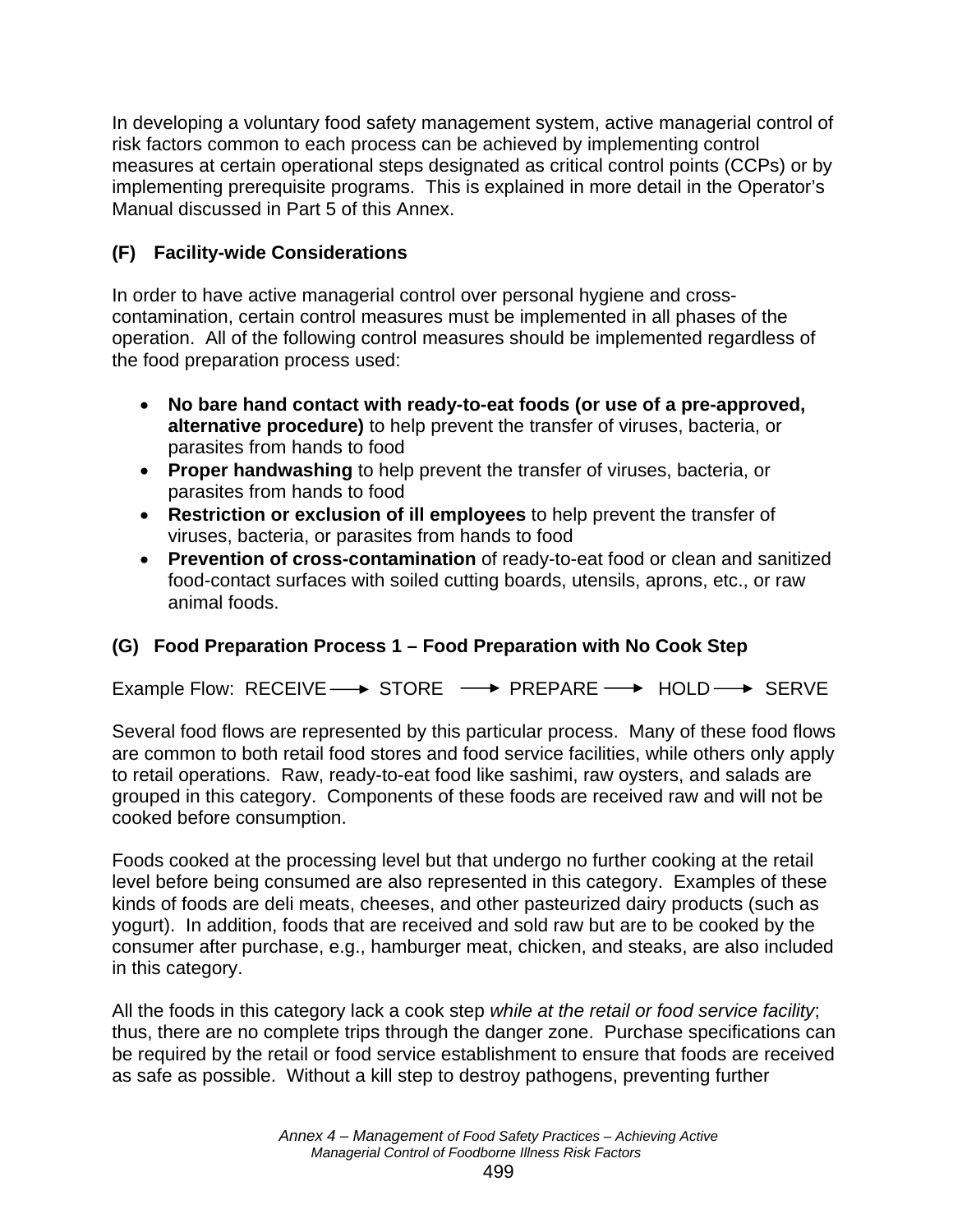In developing a voluntary food safety management system, active managerial control of risk factors common to each process can be achieved by implementing control measures at certain operational steps designated as critical control points (CCPs) or by implementing prerequisite programs. This is explained in more detail in the Operator's Manual discussed in Part 5 of this Annex.

### (F) Facility-wide Considerations

In order to have active managerial control over personal hygiene and cross-contamination, certain control measures must be implemented in all phases of the operation. All of the following control measures should be implemented regardless of the food preparation process used:

- **No bare hand contact with ready-to-eat foods (or use of a pre-approved, alternative procedure)** to help prevent the transfer of viruses, bacteria, or parasites from hands to food
- **Proper handwashing** to help prevent the transfer of viruses, bacteria, or parasites from hands to food
- **Restriction or exclusion of ill employees** to help prevent the transfer of viruses, bacteria, or parasites from hands to food
- **Prevention of cross-contamination** of ready-to-eat food or clean and sanitized food-contact surfaces with soiled cutting boards, utensils, aprons, etc., or raw animal foods.

### (G) Food Preparation Process 1 – Food Preparation with No Cook Step

Example Flow: RECEIVE → STORE → PREPARE → HOLD → SERVE

Several food flows are represented by this particular process. Many of these food flows are common to both retail food stores and food service facilities, while others only apply to retail operations. Raw, ready-to-eat food like sashimi, raw oysters, and salads are grouped in this category. Components of these foods are received raw and will not be cooked before consumption.

Foods cooked at the processing level but that undergo no further cooking at the retail level before being consumed are also represented in this category. Examples of these kinds of foods are deli meats, cheeses, and other pasteurized dairy products (such as yogurt). In addition, foods that are received and sold raw but are to be cooked by the consumer after purchase, e.g., hamburger meat, chicken, and steaks, are also included in this category.

All the foods in this category lack a cook step *while at the retail or food service facility*; thus, there are no complete trips through the danger zone. Purchase specifications can be required by the retail or food service establishment to ensure that foods are received as safe as possible. Without a kill step to destroy pathogens, preventing further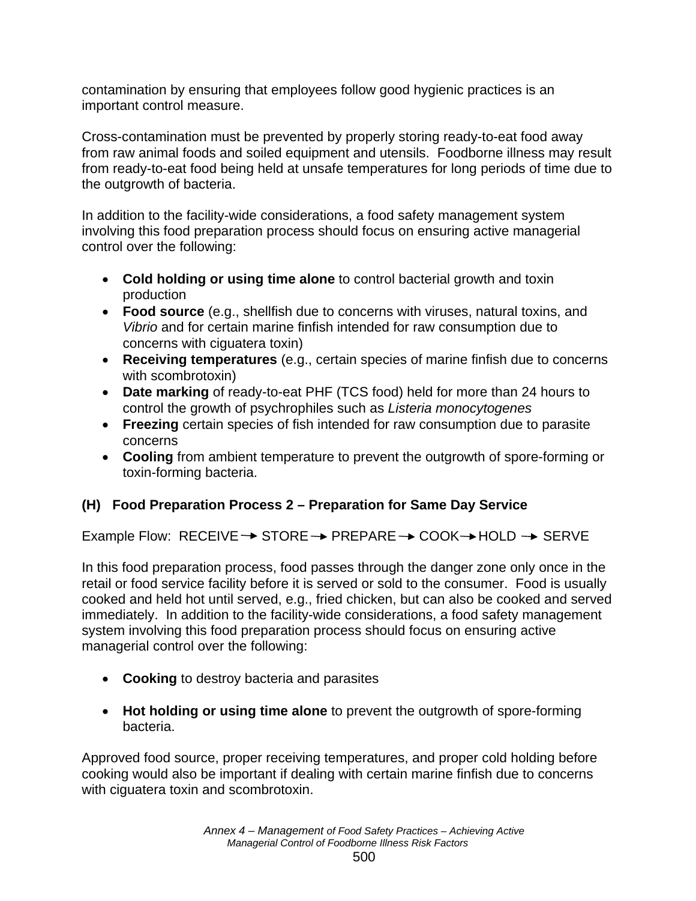contamination by ensuring that employees follow good hygienic practices is an important control measure.

Cross-contamination must be prevented by properly storing ready-to-eat food away from raw animal foods and soiled equipment and utensils. Foodborne illness may result from ready-to-eat food being held at unsafe temperatures for long periods of time due to the outgrowth of bacteria.

In addition to the facility-wide considerations, a food safety management system involving this food preparation process should focus on ensuring active managerial control over the following:

- **Cold holding or using time alone** to control bacterial growth and toxin production
- **Food source** (e.g., shellfish due to concerns with viruses, natural toxins, and *Vibrio* and for certain marine finfish intended for raw consumption due to concerns with ciguatera toxin)
- **Receiving temperatures** (e.g., certain species of marine finfish due to concerns with scombrotoxin)
- **Date marking** of ready-to-eat PHF (TCS food) held for more than 24 hours to control the growth of psychrophiles such as *Listeria monocytogenes*
- **Freezing** certain species of fish intended for raw consumption due to parasite concerns
- **Cooling** from ambient temperature to prevent the outgrowth of spore-forming or toxin-forming bacteria.

### (H) Food Preparation Process 2 – Preparation for Same Day Service

Example Flow: RECEIVE → STORE → PREPARE → COOK → HOLD → SERVE

In this food preparation process, food passes through the danger zone only once in the retail or food service facility before it is served or sold to the consumer. Food is usually cooked and held hot until served, e.g., fried chicken, but can also be cooked and served immediately. In addition to the facility-wide considerations, a food safety management system involving this food preparation process should focus on ensuring active managerial control over the following:

- **Cooking** to destroy bacteria and parasites

- **Hot holding or using time alone** to prevent the outgrowth of spore-forming bacteria.

Approved food source, proper receiving temperatures, and proper cold holding before cooking would also be important if dealing with certain marine finfish due to concerns with ciguatera toxin and scombrotoxin.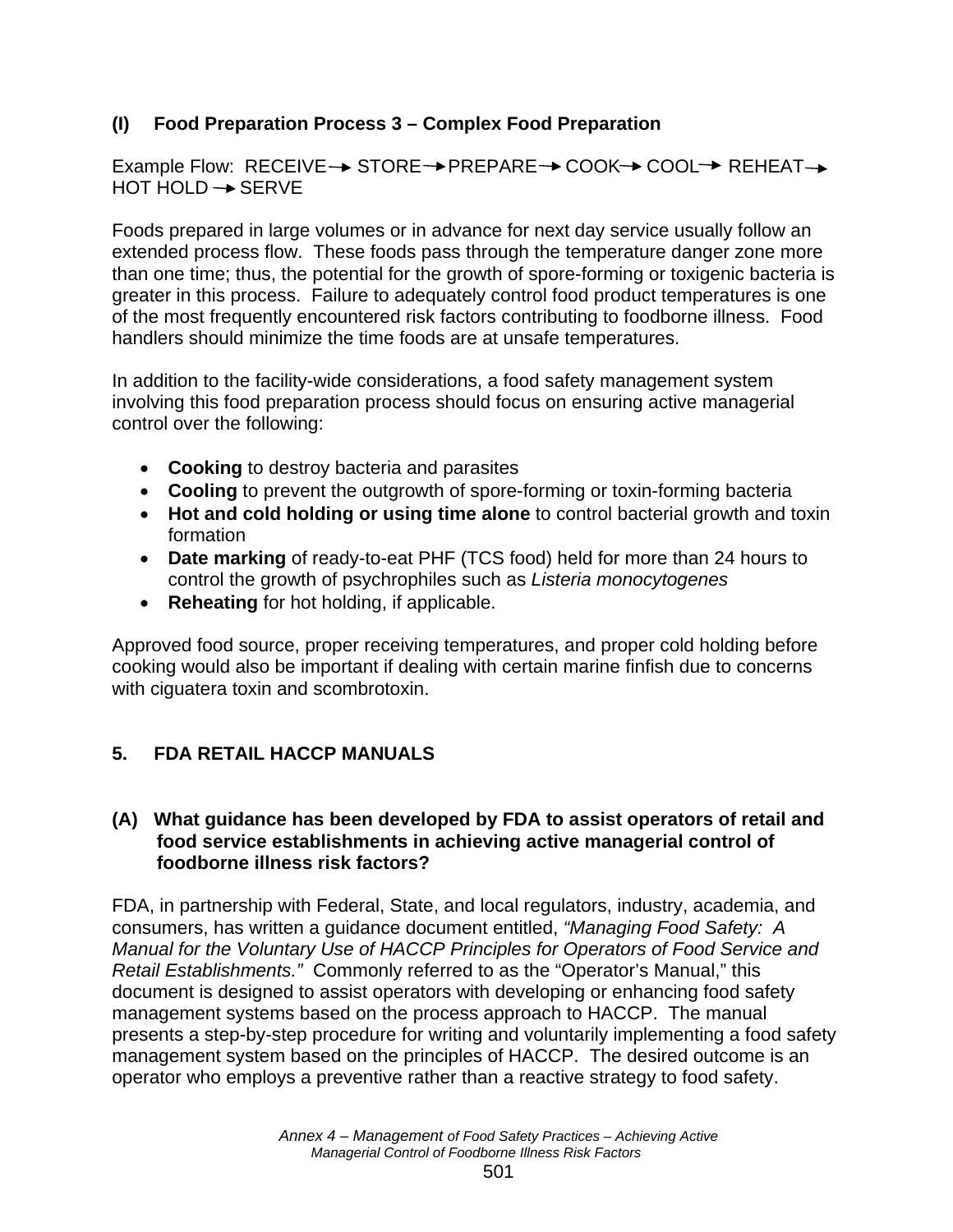### (I) Food Preparation Process 3 – Complex Food Preparation

Example Flow: RECEIVE → STORE → PREPARE → COOK → COOL → REHEAT → HOT HOLD → SERVE

Foods prepared in large volumes or in advance for next day service usually follow an extended process flow. These foods pass through the temperature danger zone more than one time; thus, the potential for the growth of spore-forming or toxigenic bacteria is greater in this process. Failure to adequately control food product temperatures is one of the most frequently encountered risk factors contributing to foodborne illness. Food handlers should minimize the time foods are at unsafe temperatures.

In addition to the facility-wide considerations, a food safety management system involving this food preparation process should focus on ensuring active managerial control over the following:

- **Cooking** to destroy bacteria and parasites
- **Cooling** to prevent the outgrowth of spore-forming or toxin-forming bacteria
- **Hot and cold holding or using time alone** to control bacterial growth and toxin formation
- **Date marking** of ready-to-eat PHF (TCS food) held for more than 24 hours to control the growth of psychrophiles such as *Listeria monocytogenes*
- **Reheating** for hot holding, if applicable.

Approved food source, proper receiving temperatures, and proper cold holding before cooking would also be important if dealing with certain marine finfish due to concerns with ciguatera toxin and scombrotoxin.

## 5. FDA RETAIL HACCP MANUALS

### (A) What guidance has been developed by FDA to assist operators of retail and food service establishments in achieving active managerial control of foodborne illness risk factors?

FDA, in partnership with Federal, State, and local regulators, industry, academia, and consumers, has written a guidance document entitled, *"Managing Food Safety: A Manual for the Voluntary Use of HACCP Principles for Operators of Food Service and Retail Establishments."* Commonly referred to as the "Operator's Manual," this document is designed to assist operators with developing or enhancing food safety management systems based on the process approach to HACCP. The manual presents a step-by-step procedure for writing and voluntarily implementing a food safety management system based on the principles of HACCP. The desired outcome is an operator who employs a preventive rather than a reactive strategy to food safety.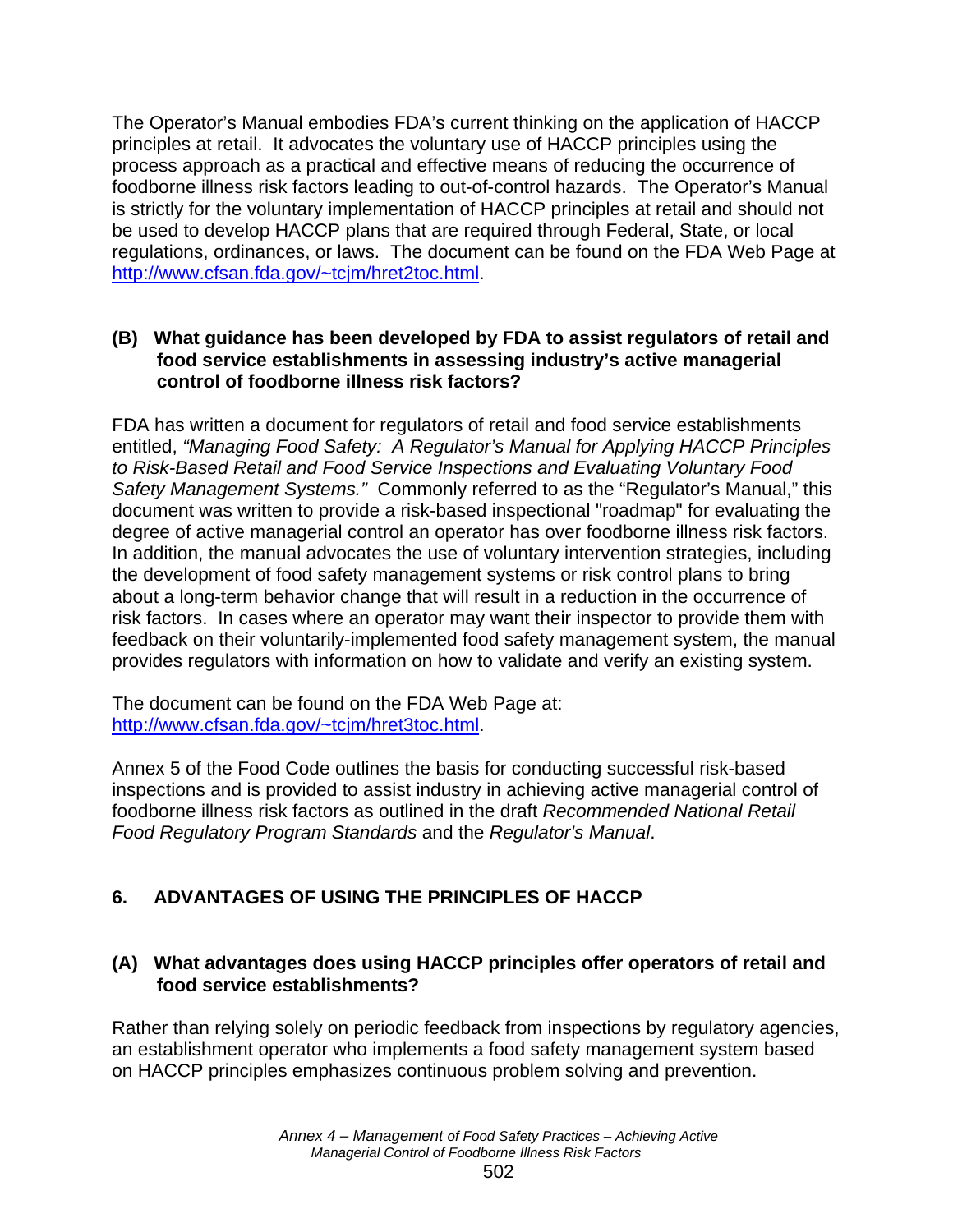The Operator's Manual embodies FDA's current thinking on the application of HACCP principles at retail. It advocates the voluntary use of HACCP principles using the process approach as a practical and effective means of reducing the occurrence of foodborne illness risk factors leading to out-of-control hazards. The Operator's Manual is strictly for the voluntary implementation of HACCP principles at retail and should not be used to develop HACCP plans that are required through Federal, State, or local regulations, ordinances, or laws. The document can be found on the FDA Web Page at http://www.cfsan.fda.gov/~tcjm/hret2toc.html.

### (B) What guidance has been developed by FDA to assist regulators of retail and food service establishments in assessing industry's active managerial control of foodborne illness risk factors?

FDA has written a document for regulators of retail and food service establishments entitled, *"Managing Food Safety: A Regulator's Manual for Applying HACCP Principles to Risk-Based Retail and Food Service Inspections and Evaluating Voluntary Food Safety Management Systems."* Commonly referred to as the "Regulator's Manual," this document was written to provide a risk-based inspectional "roadmap" for evaluating the degree of active managerial control an operator has over foodborne illness risk factors. In addition, the manual advocates the use of voluntary intervention strategies, including the development of food safety management systems or risk control plans to bring about a long-term behavior change that will result in a reduction in the occurrence of risk factors. In cases where an operator may want their inspector to provide them with feedback on their voluntarily-implemented food safety management system, the manual provides regulators with information on how to validate and verify an existing system.

The document can be found on the FDA Web Page at: http://www.cfsan.fda.gov/~tcjm/hret3toc.html.

Annex 5 of the Food Code outlines the basis for conducting successful risk-based inspections and is provided to assist industry in achieving active managerial control of foodborne illness risk factors as outlined in the draft *Recommended National Retail Food Regulatory Program Standards* and the *Regulator's Manual*.

## 6. ADVANTAGES OF USING THE PRINCIPLES OF HACCP

### (A) What advantages does using HACCP principles offer operators of retail and food service establishments?

Rather than relying solely on periodic feedback from inspections by regulatory agencies, an establishment operator who implements a food safety management system based on HACCP principles emphasizes continuous problem solving and prevention.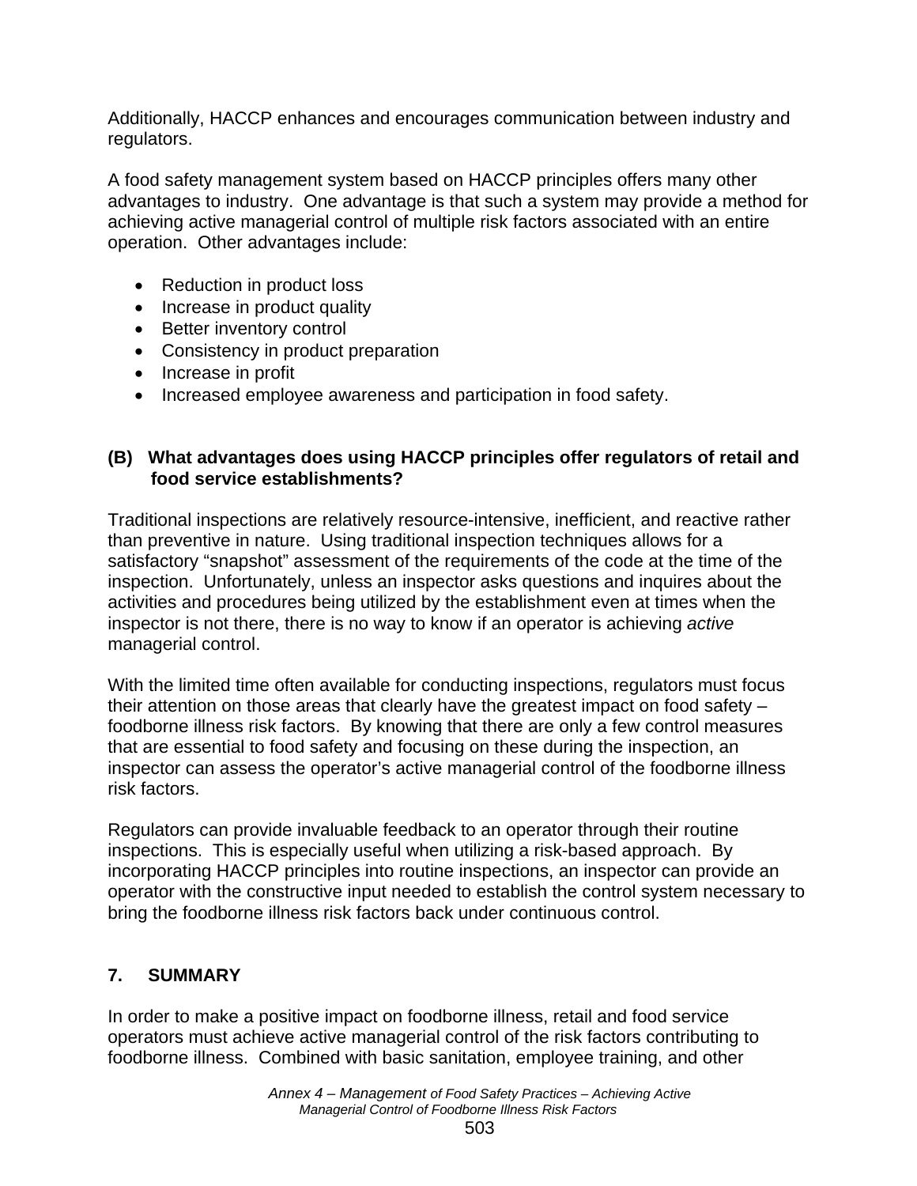Additionally, HACCP enhances and encourages communication between industry and regulators.

A food safety management system based on HACCP principles offers many other advantages to industry. One advantage is that such a system may provide a method for achieving active managerial control of multiple risk factors associated with an entire operation. Other advantages include:

- Reduction in product loss
- Increase in product quality
- Better inventory control
- Consistency in product preparation
- Increase in profit
- Increased employee awareness and participation in food safety.

### (B) What advantages does using HACCP principles offer regulators of retail and food service establishments?

Traditional inspections are relatively resource-intensive, inefficient, and reactive rather than preventive in nature. Using traditional inspection techniques allows for a satisfactory "snapshot" assessment of the requirements of the code at the time of the inspection. Unfortunately, unless an inspector asks questions and inquires about the activities and procedures being utilized by the establishment even at times when the inspector is not there, there is no way to know if an operator is achieving *active* managerial control.

With the limited time often available for conducting inspections, regulators must focus their attention on those areas that clearly have the greatest impact on food safety – foodborne illness risk factors. By knowing that there are only a few control measures that are essential to food safety and focusing on these during the inspection, an inspector can assess the operator's active managerial control of the foodborne illness risk factors.

Regulators can provide invaluable feedback to an operator through their routine inspections. This is especially useful when utilizing a risk-based approach. By incorporating HACCP principles into routine inspections, an inspector can provide an operator with the constructive input needed to establish the control system necessary to bring the foodborne illness risk factors back under continuous control.

## 7. SUMMARY

In order to make a positive impact on foodborne illness, retail and food service operators must achieve active managerial control of the risk factors contributing to foodborne illness. Combined with basic sanitation, employee training, and other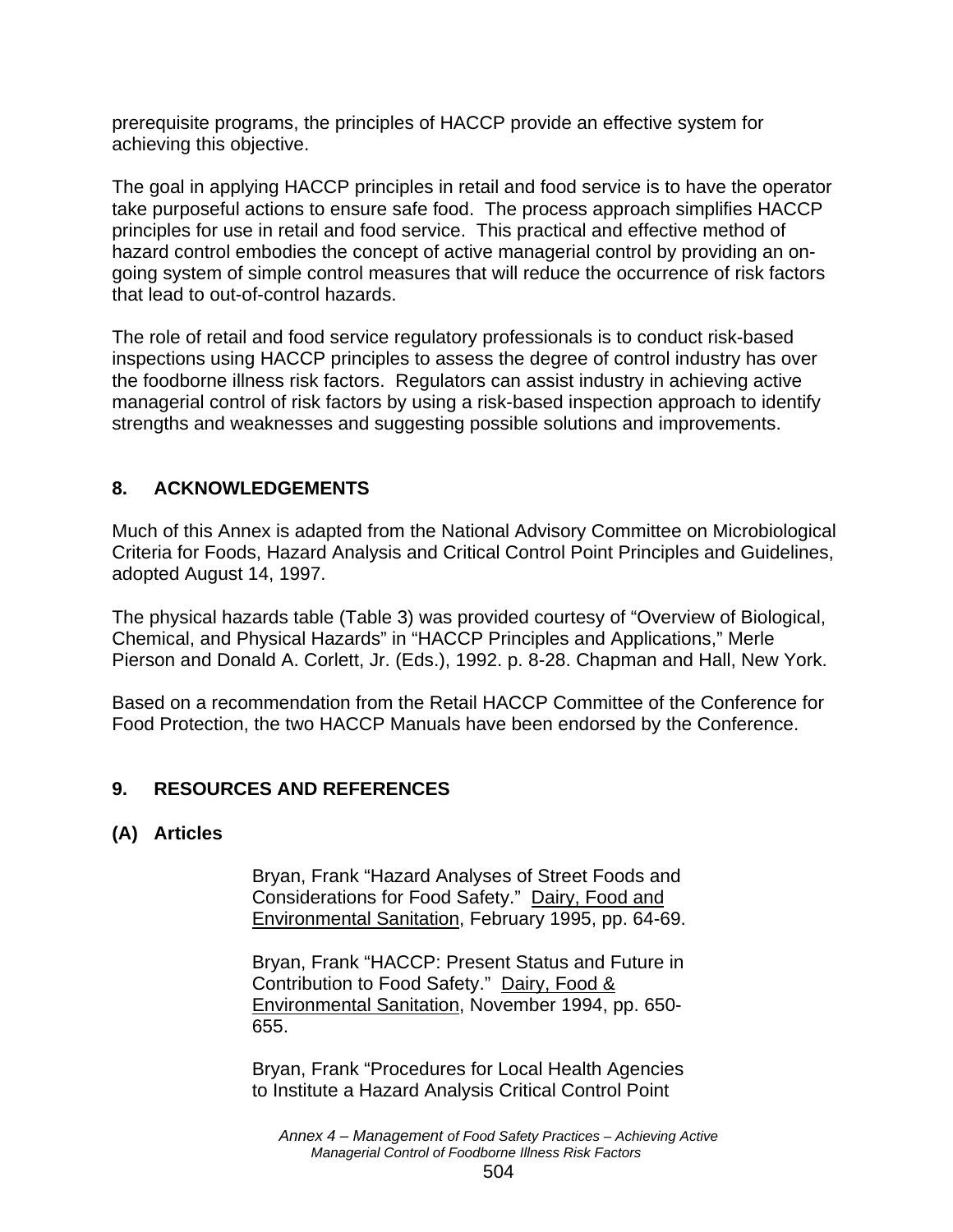prerequisite programs, the principles of HACCP provide an effective system for achieving this objective.

The goal in applying HACCP principles in retail and food service is to have the operator take purposeful actions to ensure safe food. The process approach simplifies HACCP principles for use in retail and food service. This practical and effective method of hazard control embodies the concept of active managerial control by providing an on-going system of simple control measures that will reduce the occurrence of risk factors that lead to out-of-control hazards.

The role of retail and food service regulatory professionals is to conduct risk-based inspections using HACCP principles to assess the degree of control industry has over the foodborne illness risk factors. Regulators can assist industry in achieving active managerial control of risk factors by using a risk-based inspection approach to identify strengths and weaknesses and suggesting possible solutions and improvements.

## 8. ACKNOWLEDGEMENTS

Much of this Annex is adapted from the National Advisory Committee on Microbiological Criteria for Foods, Hazard Analysis and Critical Control Point Principles and Guidelines, adopted August 14, 1997.

The physical hazards table (Table 3) was provided courtesy of "Overview of Biological, Chemical, and Physical Hazards" in "HACCP Principles and Applications," Merle Pierson and Donald A. Corlett, Jr. (Eds.), 1992. p. 8-28. Chapman and Hall, New York.

Based on a recommendation from the Retail HACCP Committee of the Conference for Food Protection, the two HACCP Manuals have been endorsed by the Conference.

## 9. RESOURCES AND REFERENCES

### (A) Articles

Bryan, Frank "Hazard Analyses of Street Foods and Considerations for Food Safety." Dairy, Food and Environmental Sanitation, February 1995, pp. 64-69.

Bryan, Frank "HACCP: Present Status and Future in Contribution to Food Safety." Dairy, Food & Environmental Sanitation, November 1994, pp. 650-655.

Bryan, Frank "Procedures for Local Health Agencies to Institute a Hazard Analysis Critical Control Point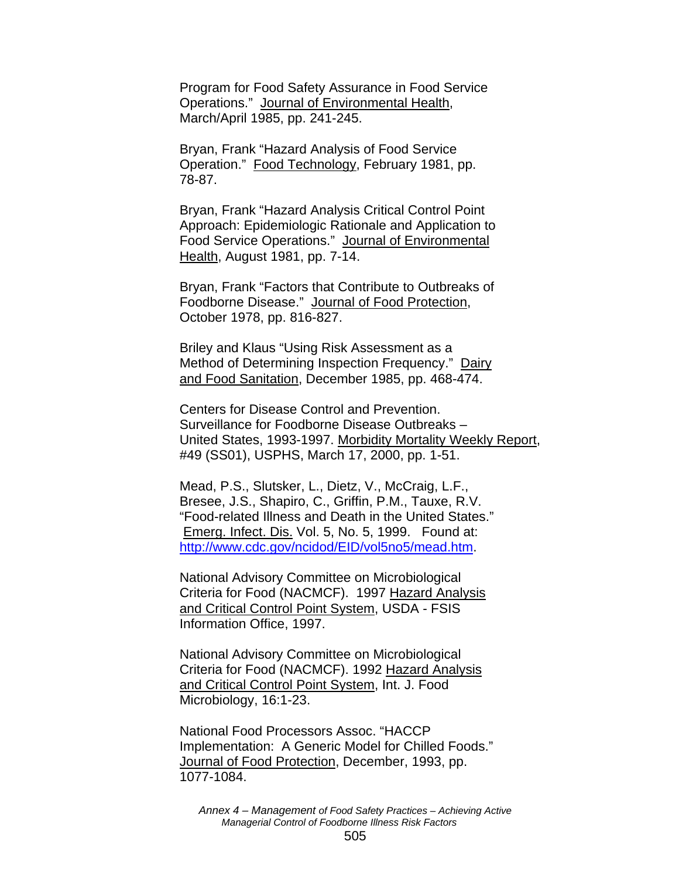Program for Food Safety Assurance in Food Service Operations." Journal of Environmental Health, March/April 1985, pp. 241-245.

Bryan, Frank "Hazard Analysis of Food Service Operation." Food Technology, February 1981, pp. 78-87.

Bryan, Frank "Hazard Analysis Critical Control Point Approach: Epidemiologic Rationale and Application to Food Service Operations." Journal of Environmental Health, August 1981, pp. 7-14.

Bryan, Frank "Factors that Contribute to Outbreaks of Foodborne Disease." Journal of Food Protection, October 1978, pp. 816-827.

Briley and Klaus "Using Risk Assessment as a Method of Determining Inspection Frequency." Dairy and Food Sanitation, December 1985, pp. 468-474.

Centers for Disease Control and Prevention. Surveillance for Foodborne Disease Outbreaks – United States, 1993-1997. Morbidity Mortality Weekly Report, #49 (SS01), USPHS, March 17, 2000, pp. 1-51.

Mead, P.S., Slutsker, L., Dietz, V., McCraig, L.F., Bresee, J.S., Shapiro, C., Griffin, P.M., Tauxe, R.V. "Food-related Illness and Death in the United States." Emerg. Infect. Dis. Vol. 5, No. 5, 1999. Found at: http://www.cdc.gov/ncidod/EID/vol5no5/mead.htm.

National Advisory Committee on Microbiological Criteria for Food (NACMCF). 1997 Hazard Analysis and Critical Control Point System, USDA - FSIS Information Office, 1997.

National Advisory Committee on Microbiological Criteria for Food (NACMCF). 1992 Hazard Analysis and Critical Control Point System, Int. J. Food Microbiology, 16:1-23.

National Food Processors Assoc. "HACCP Implementation: A Generic Model for Chilled Foods." Journal of Food Protection, December, 1993, pp. 1077-1084.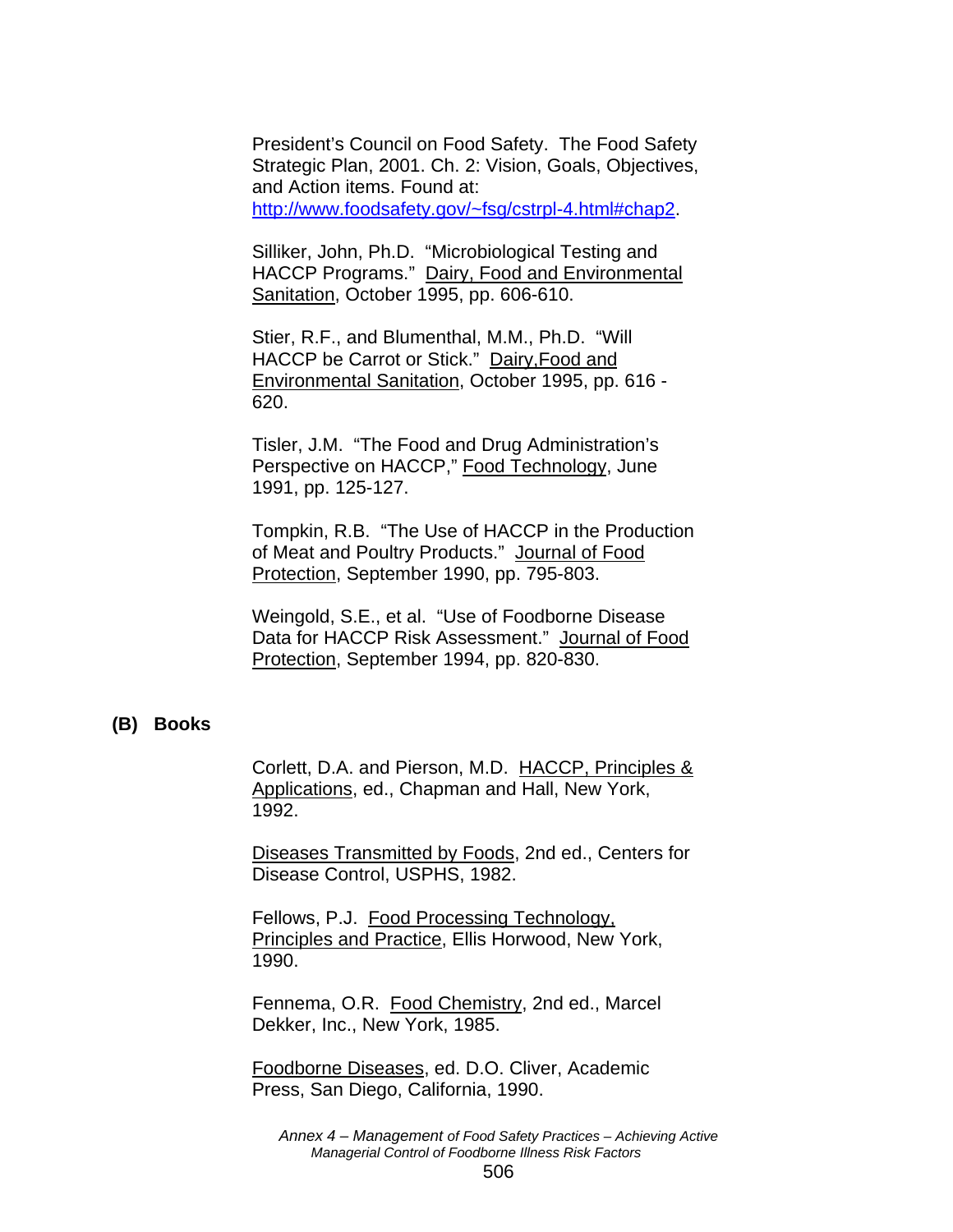President's Council on Food Safety. The Food Safety Strategic Plan, 2001. Ch. 2: Vision, Goals, Objectives, and Action items. Found at: http://www.foodsafety.gov/~fsg/cstrpl-4.html#chap2.

Silliker, John, Ph.D. "Microbiological Testing and HACCP Programs." Dairy, Food and Environmental Sanitation, October 1995, pp. 606-610.

Stier, R.F., and Blumenthal, M.M., Ph.D. "Will HACCP be Carrot or Stick." Dairy,Food and Environmental Sanitation, October 1995, pp. 616 - 620.

Tisler, J.M. "The Food and Drug Administration's Perspective on HACCP," Food Technology, June 1991, pp. 125-127.

Tompkin, R.B. "The Use of HACCP in the Production of Meat and Poultry Products." Journal of Food Protection, September 1990, pp. 795-803.

Weingold, S.E., et al. "Use of Foodborne Disease Data for HACCP Risk Assessment." Journal of Food Protection, September 1994, pp. 820-830.

**(B) Books**

Corlett, D.A. and Pierson, M.D. HACCP, Principles & Applications, ed., Chapman and Hall, New York, 1992.

Diseases Transmitted by Foods, 2nd ed., Centers for Disease Control, USPHS, 1982.

Fellows, P.J. Food Processing Technology, Principles and Practice, Ellis Horwood, New York, 1990.

Fennema, O.R. Food Chemistry, 2nd ed., Marcel Dekker, Inc., New York, 1985.

Foodborne Diseases, ed. D.O. Cliver, Academic Press, San Diego, California, 1990.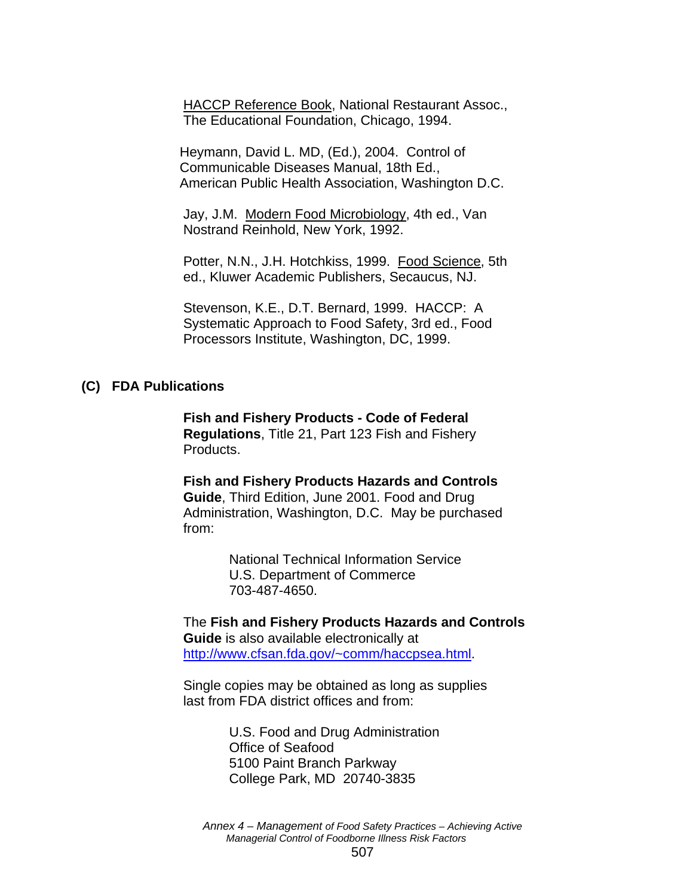HACCP Reference Book, National Restaurant Assoc., The Educational Foundation, Chicago, 1994.

Heymann, David L. MD, (Ed.), 2004. Control of Communicable Diseases Manual, 18th Ed., American Public Health Association, Washington D.C.

Jay, J.M. Modern Food Microbiology, 4th ed., Van Nostrand Reinhold, New York, 1992.

Potter, N.N., J.H. Hotchkiss, 1999. Food Science, 5th ed., Kluwer Academic Publishers, Secaucus, NJ.

Stevenson, K.E., D.T. Bernard, 1999. HACCP: A Systematic Approach to Food Safety, 3rd ed., Food Processors Institute, Washington, DC, 1999.

**(C) FDA Publications**

**Fish and Fishery Products - Code of Federal Regulations**, Title 21, Part 123 Fish and Fishery Products.

**Fish and Fishery Products Hazards and Controls Guide**, Third Edition, June 2001. Food and Drug Administration, Washington, D.C. May be purchased from:

National Technical Information Service
U.S. Department of Commerce
703-487-4650.

The **Fish and Fishery Products Hazards and Controls Guide** is also available electronically at http://www.cfsan.fda.gov/~comm/haccpsea.html.

Single copies may be obtained as long as supplies last from FDA district offices and from:

U.S. Food and Drug Administration
Office of Seafood
5100 Paint Branch Parkway
College Park, MD 20740-3835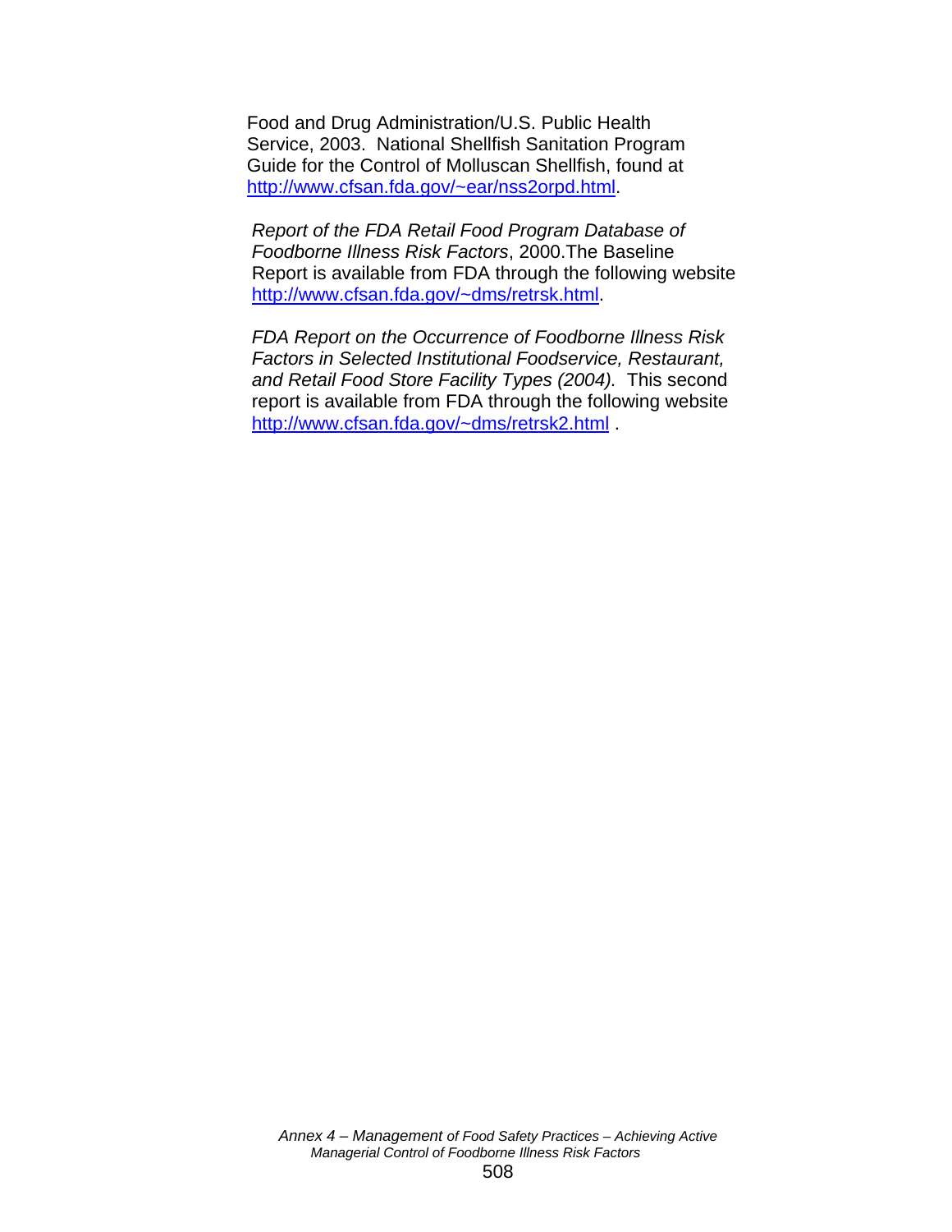Food and Drug Administration/U.S. Public Health Service, 2003. National Shellfish Sanitation Program Guide for the Control of Molluscan Shellfish, found at http://www.cfsan.fda.gov/~ear/nss2orpd.html.

*Report of the FDA Retail Food Program Database of Foodborne Illness Risk Factors*, 2000.The Baseline Report is available from FDA through the following website http://www.cfsan.fda.gov/~dms/retrsk.html.

*FDA Report on the Occurrence of Foodborne Illness Risk Factors in Selected Institutional Foodservice, Restaurant, and Retail Food Store Facility Types (2004).* This second report is available from FDA through the following website http://www.cfsan.fda.gov/~dms/retrsk2.html .